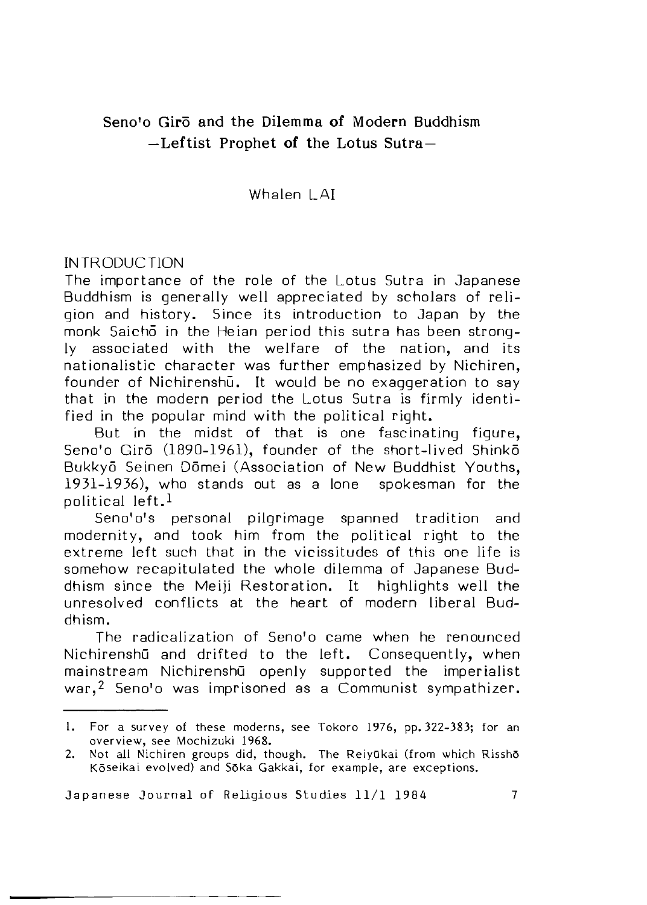# Seno'o Girō and the Dilemma of Modern Buddhism
## —Leftist Prophet of the Lotus Sutra—

Whalen LAI

### INTRODUCTION

The importance of the role of the Lotus Sutra in Japanese Buddhism is generally well appreciated by scholars of religion and history. Since its introduction to Japan by the monk Saichō in the Heian period this sutra has been strongly associated with the welfare of the nation, and its nationalistic character was further emphasized by Nichiren, founder of Nichirenshū. It would be no exaggeration to say that in the modern period the Lotus Sutra is firmly identified in the popular mind with the political right.

But in the midst of that is one fascinating figure, Seno'o Girō (1890-1961), founder of the short-lived Shinkō Bukkyō Seinen Dōmei (Association of New Buddhist Youths, 1931-1936), who stands out as a lone spokesman for the political left.[1]

Seno'o's personal pilgrimage spanned tradition and modernity, and took him from the political right to the extreme left such that in the vicissitudes of this one life is somehow recapitulated the whole dilemma of Japanese Buddhism since the Meiji Restoration. It highlights well the unresolved conflicts at the heart of modern liberal Buddhism.

The radicalization of Seno'o came when he renounced Nichirenshū and drifted to the left. Consequently, when mainstream Nichirenshū openly supported the imperialist war,[2] Seno'o was imprisoned as a Communist sympathizer.

---

1. For a survey of these moderns, see Tokoro 1976, pp. 322-383; for an overview, see Mochizuki 1968.
2. Not all Nichiren groups did, though. The Reiyūkai (from which Risshō Kōseikai evolved) and Sōka Gakkai, for example, are exceptions.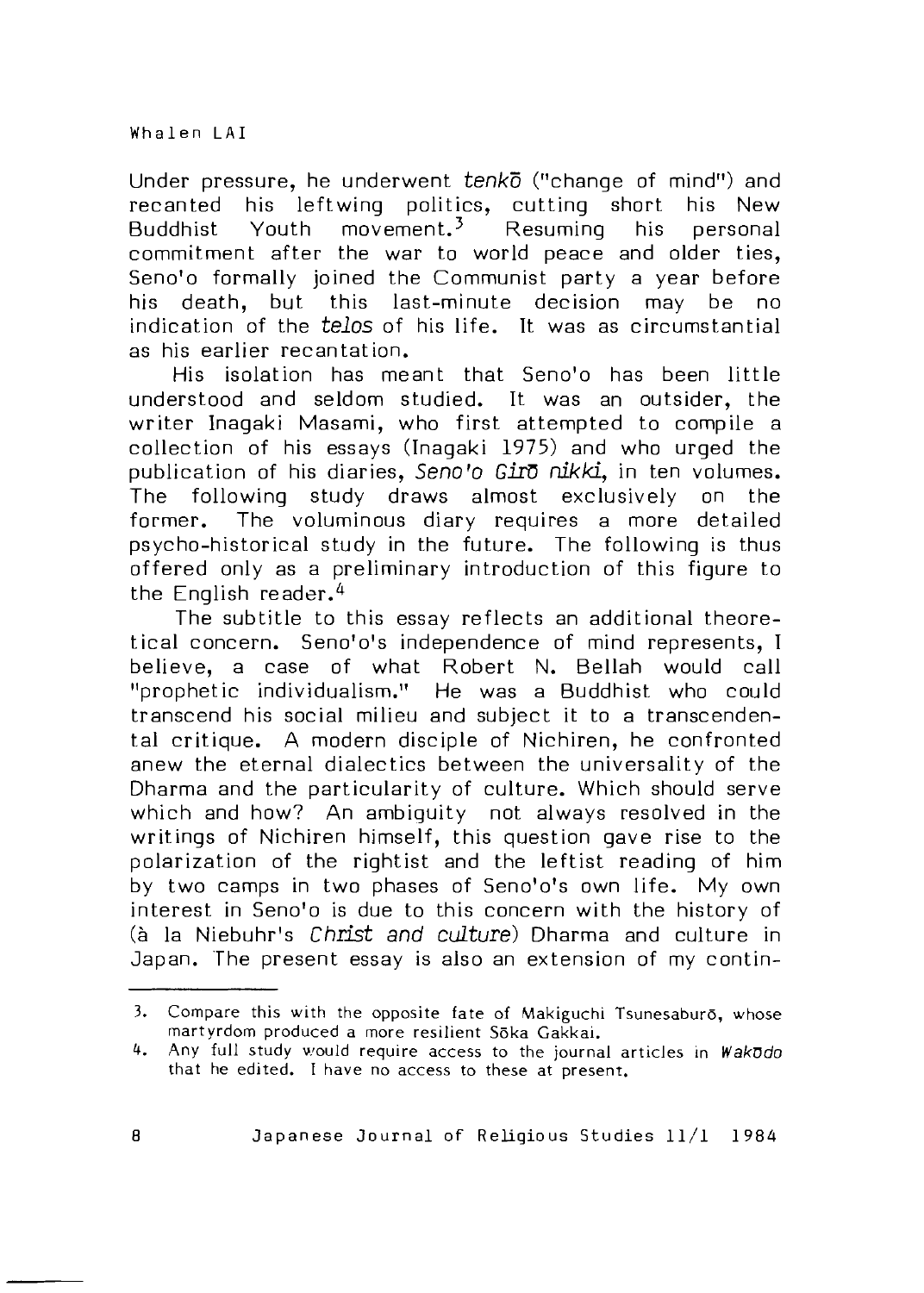Under pressure, he underwent *tenkō* ("change of mind") and recanted his leftwing politics, cutting short his New Buddhist Youth movement.[3] Resuming his personal commitment after the war to world peace and older ties, Seno'o formally joined the Communist party a year before his death, but this last-minute decision may be no indication of the *telos* of his life. It was as circumstantial as his earlier recantation.

His isolation has meant that Seno'o has been little understood and seldom studied. It was an outsider, the writer Inagaki Masami, who first attempted to compile a collection of his essays (Inagaki 1975) and who urged the publication of his diaries, *Seno'o Girō nikki*, in ten volumes. The following study draws almost exclusively on the former. The voluminous diary requires a more detailed psycho-historical study in the future. The following is thus offered only as a preliminary introduction of this figure to the English reader.[4]

The subtitle to this essay reflects an additional theoretical concern. Seno'o's independence of mind represents, I believe, a case of what Robert N. Bellah would call "prophetic individualism." He was a Buddhist who could transcend his social milieu and subject it to a transcendental critique. A modern disciple of Nichiren, he confronted anew the eternal dialectics between the universality of the Dharma and the particularity of culture. Which should serve which and how? An ambiguity not always resolved in the writings of Nichiren himself, this question gave rise to the polarization of the rightist and the leftist reading of him by two camps in two phases of Seno'o's own life. My own interest in Seno'o is due to this concern with the history of (à la Niebuhr's *Christ and culture*) Dharma and culture in Japan. The present essay is also an extension of my contin-

---

3. Compare this with the opposite fate of Makiguchi Tsunesaburō, whose martyrdom produced a more resilient Sōka Gakkai.

4. Any full study would require access to the journal articles in *Wakōdo* that he edited. I have no access to these at present.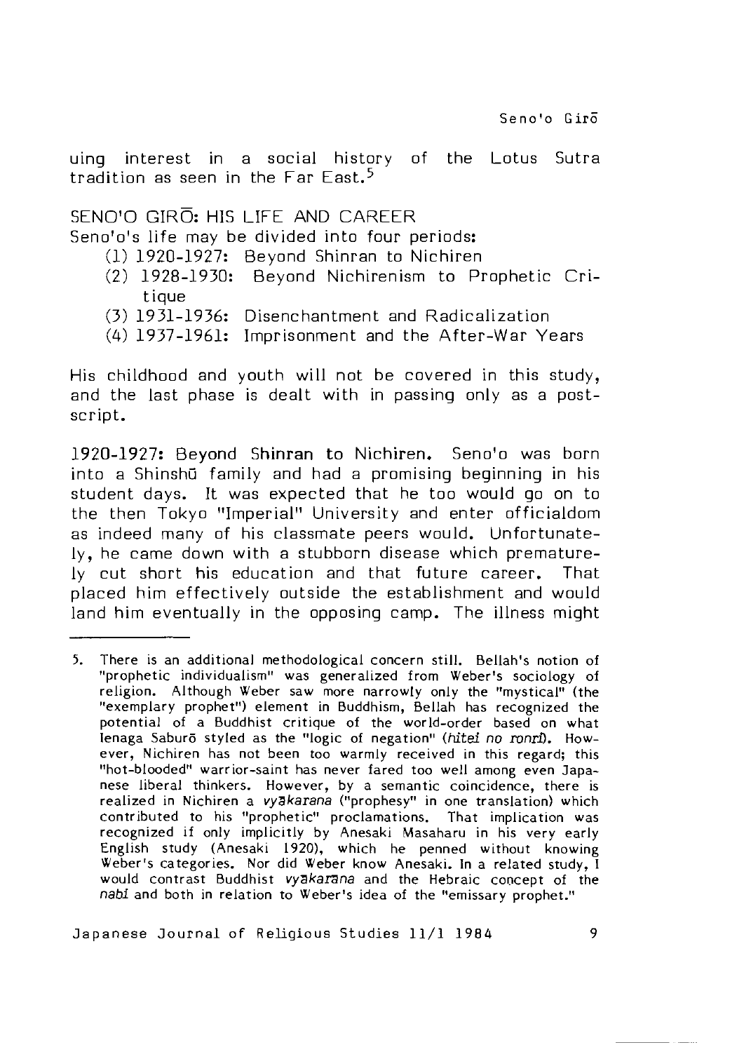uing interest in a social history of the Lotus Sutra tradition as seen in the Far East.[5]

## SENO'O GIRŌ: HIS LIFE AND CAREER

Seno'o's life may be divided into four periods:

(1) 1920-1927: Beyond Shinran to Nichiren
(2) 1928-1930: Beyond Nichirenism to Prophetic Critique
(3) 1931-1936: Disenchantment and Radicalization
(4) 1937-1961: Imprisonment and the After-War Years

His childhood and youth will not be covered in this study, and the last phase is dealt with in passing only as a postscript.

**1920-1927: Beyond Shinran to Nichiren.** Seno'o was born into a Shinshū family and had a promising beginning in his student days. It was expected that he too would go on to the then Tokyo "Imperial" University and enter officialdom as indeed many of his classmate peers would. Unfortunately, he came down with a stubborn disease which prematurely cut short his education and that future career. That placed him effectively outside the establishment and would land him eventually in the opposing camp. The illness might

---

5. There is an additional methodological concern still. Bellah's notion of "prophetic individualism" was generalized from Weber's sociology of religion. Although Weber saw more narrowly only the "mystical" (the "exemplary prophet") element in Buddhism, Bellah has recognized the potential of a Buddhist critique of the world-order based on what Ienaga Saburō styled as the "logic of negation" (*hitei no ronri*). However, Nichiren has not been too warmly received in this regard; this "hot-blooded" warrior-saint has never fared too well among even Japanese liberal thinkers. However, by a semantic coincidence, there is realized in Nichiren a *vyākarana* ("prophesy" in one translation) which contributed to his "prophetic" proclamations. That implication was recognized if only implicitly by Anesaki Masaharu in his very early English study (Anesaki 1920), which he penned without knowing Weber's categories. Nor did Weber know Anesaki. In a related study, I would contrast Buddhist *vyākarana* and the Hebraic concept of the *nabi* and both in relation to Weber's idea of the "emissary prophet."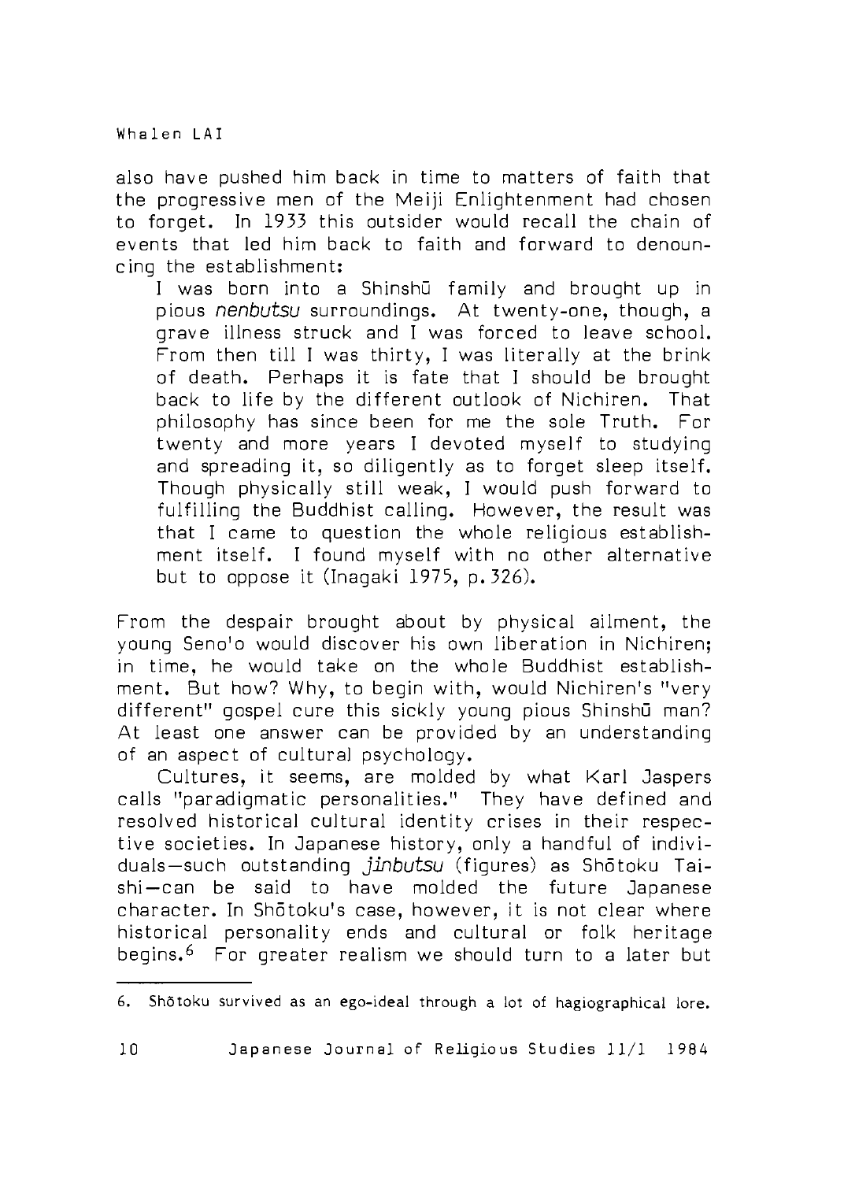also have pushed him back in time to matters of faith that the progressive men of the Meiji Enlightenment had chosen to forget. In 1933 this outsider would recall the chain of events that led him back to faith and forward to denouncing the establishment:

> I was born into a Shinshū family and brought up in pious *nenbutsu* surroundings. At twenty-one, though, a grave illness struck and I was forced to leave school. From then till I was thirty, I was literally at the brink of death. Perhaps it is fate that I should be brought back to life by the different outlook of Nichiren. That philosophy has since been for me the sole Truth. For twenty and more years I devoted myself to studying and spreading it, so diligently as to forget sleep itself. Though physically still weak, I would push forward to fulfilling the Buddhist calling. However, the result was that I came to question the whole religious establishment itself. I found myself with no other alternative but to oppose it (Inagaki 1975, p. 326).

From the despair brought about by physical ailment, the young Seno'o would discover his own liberation in Nichiren; in time, he would take on the whole Buddhist establishment. But how? Why, to begin with, would Nichiren's "very different" gospel cure this sickly young pious Shinshū man? At least one answer can be provided by an understanding of an aspect of cultural psychology.

Cultures, it seems, are molded by what Karl Jaspers calls "paradigmatic personalities." They have defined and resolved historical cultural identity crises in their respective societies. In Japanese history, only a handful of individuals—such outstanding *jinbutsu* (figures) as Shōtoku Taishi—can be said to have molded the future Japanese character. In Shōtoku's case, however, it is not clear where historical personality ends and cultural or folk heritage begins.[6] For greater realism we should turn to a later but

---

6. Shōtoku survived as an ego-ideal through a lot of hagiographical lore.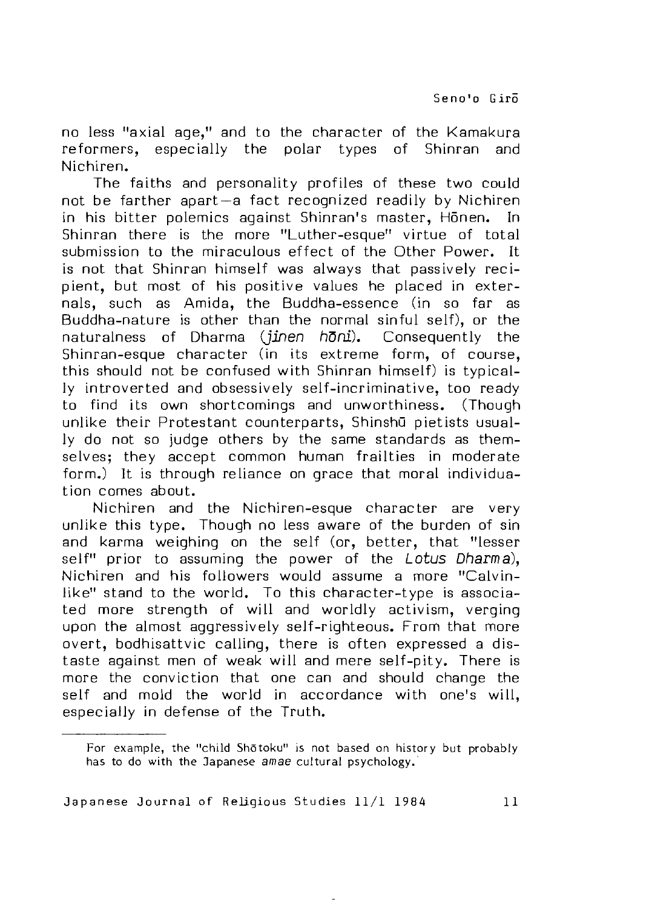no less "axial age," and to the character of the Kamakura reformers, especially the polar types of Shinran and Nichiren.

The faiths and personality profiles of these two could not be farther apart—a fact recognized readily by Nichiren in his bitter polemics against Shinran's master, Hōnen. In Shinran there is the more "Luther-esque" virtue of total submission to the miraculous effect of the Other Power. It is not that Shinran himself was always that passively recipient, but most of his positive values he placed in externals, such as Amida, the Buddha-essence (in so far as Buddha-nature is other than the normal sinful self), or the naturalness of Dharma (*jinen hōni*). Consequently the Shinran-esque character (in its extreme form, of course, this should not be confused with Shinran himself) is typically introverted and obsessively self-incriminative, too ready to find its own shortcomings and unworthiness. (Though unlike their Protestant counterparts, Shinshū pietists usually do not so judge others by the same standards as themselves; they accept common human frailties in moderate form.) It is through reliance on grace that moral individuation comes about.

Nichiren and the Nichiren-esque character are very unlike this type. Though no less aware of the burden of sin and karma weighing on the self (or, better, that "lesser self" prior to assuming the power of the *Lotus Dharma*), Nichiren and his followers would assume a more "Calvin-like" stand to the world. To this character-type is associated more strength of will and worldly activism, verging upon the almost aggressively self-righteous. From that more overt, bodhisattvic calling, there is often expressed a distaste against men of weak will and mere self-pity. There is more the conviction that one can and should change the self and mold the world in accordance with one's will, especially in defense of the Truth.

---

For example, the "child Shōtoku" is not based on history but probably has to do with the Japanese *amae* cultural psychology.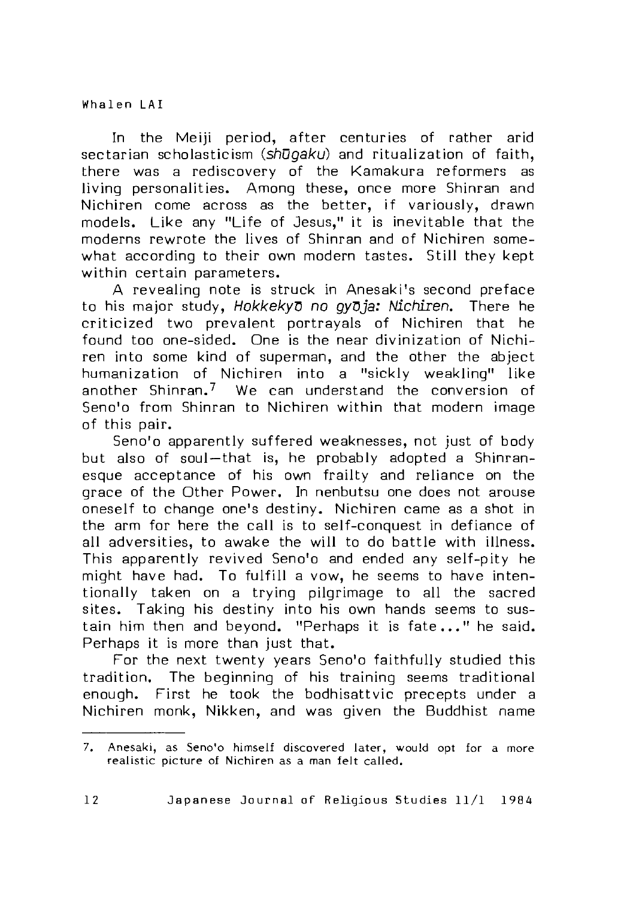In the Meiji period, after centuries of rather arid sectarian scholasticism (*shūgaku*) and ritualization of faith, there was a rediscovery of the Kamakura reformers as living personalities. Among these, once more Shinran and Nichiren come across as the better, if variously, drawn models. Like any "Life of Jesus," it is inevitable that the moderns rewrote the lives of Shinran and of Nichiren somewhat according to their own modern tastes. Still they kept within certain parameters.

A revealing note is struck in Anesaki's second preface to his major study, *Hokkekyō no gyōja: Nichiren*. There he criticized two prevalent portrayals of Nichiren that he found too one-sided. One is the near divinization of Nichiren into some kind of superman, and the other the abject humanization of Nichiren into a "sickly weakling" like another Shinran.[7] We can understand the conversion of Seno'o from Shinran to Nichiren within that modern image of this pair.

Seno'o apparently suffered weaknesses, not just of body but also of soul—that is, he probably adopted a Shinranesque acceptance of his own frailty and reliance on the grace of the Other Power. In nenbutsu one does not arouse oneself to change one's destiny. Nichiren came as a shot in the arm for here the call is to self-conquest in defiance of all adversities, to awake the will to do battle with illness. This apparently revived Seno'o and ended any self-pity he might have had. To fulfill a vow, he seems to have intentionally taken on a trying pilgrimage to all the sacred sites. Taking his destiny into his own hands seems to sustain him then and beyond. "Perhaps it is fate..." he said. Perhaps it is more than just that.

For the next twenty years Seno'o faithfully studied this tradition. The beginning of his training seems traditional enough. First he took the bodhisattvic precepts under a Nichiren monk, Nikken, and was given the Buddhist name

---

7. Anesaki, as Seno'o himself discovered later, would opt for a more realistic picture of Nichiren as a man felt called.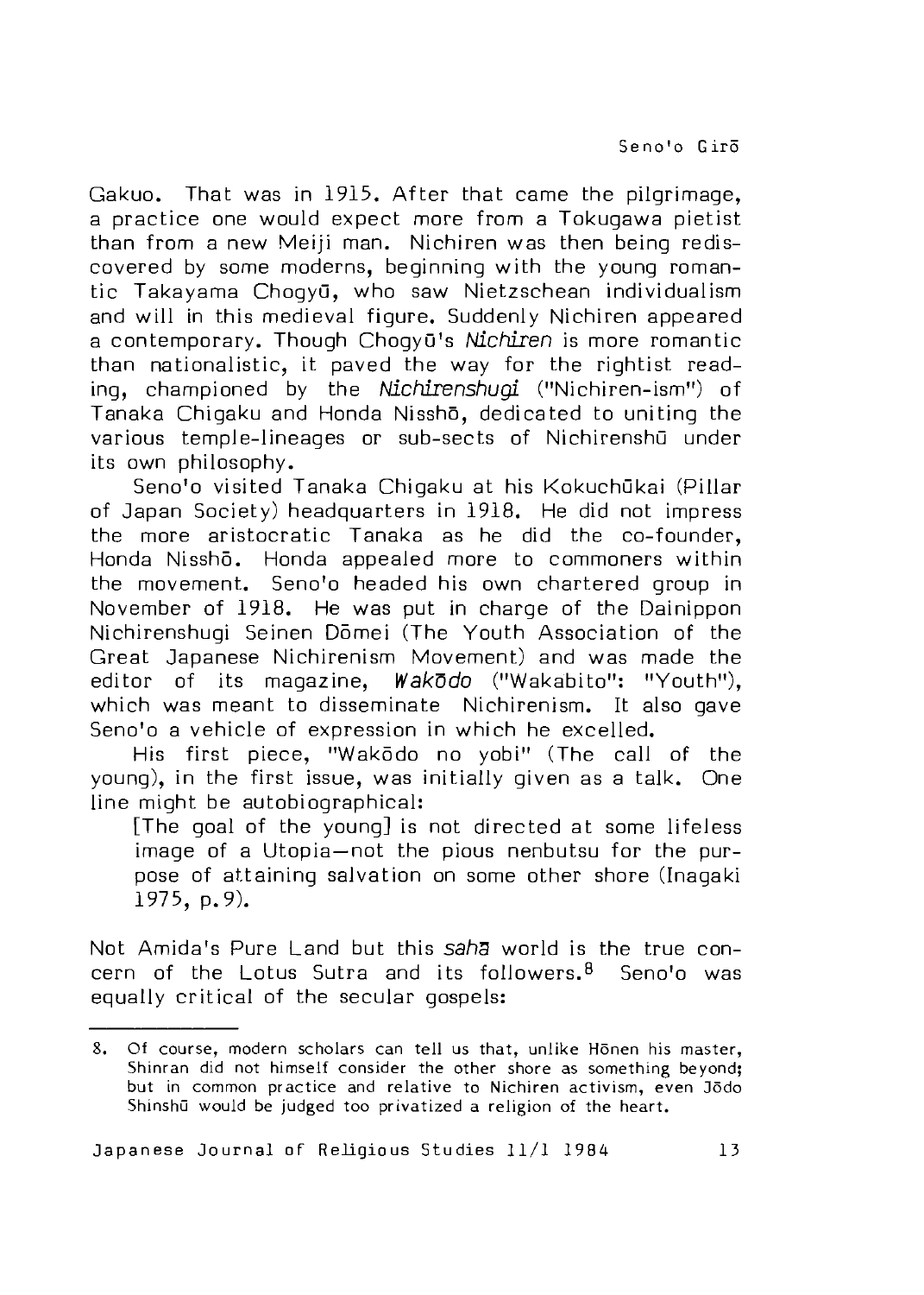Gakuo. That was in 1915. After that came the pilgrimage, a practice one would expect more from a Tokugawa pietist than from a new Meiji man. Nichiren was then being rediscovered by some moderns, beginning with the young romantic Takayama Chogyū, who saw Nietzschean individualism and will in this medieval figure. Suddenly Nichiren appeared a contemporary. Though Chogyū's *Nichiren* is more romantic than nationalistic, it paved the way for the rightist reading, championed by the *Nichirenshugi* ("Nichiren-ism") of Tanaka Chigaku and Honda Nisshō, dedicated to uniting the various temple-lineages or sub-sects of Nichirenshū under its own philosophy.

Seno'o visited Tanaka Chigaku at his Kokuchūkai (Pillar of Japan Society) headquarters in 1918. He did not impress the more aristocratic Tanaka as he did the co-founder, Honda Nisshō. Honda appealed more to commoners within the movement. Seno'o headed his own chartered group in November of 1918. He was put in charge of the Dainippon Nichirenshugi Seinen Dōmei (The Youth Association of the Great Japanese Nichirenism Movement) and was made the editor of its magazine, *Wakōdo* ("Wakabito": "Youth"), which was meant to disseminate Nichirenism. It also gave Seno'o a vehicle of expression in which he excelled.

His first piece, "Wakōdo no yobi" (The call of the young), in the first issue, was initially given as a talk. One line might be autobiographical:

> [The goal of the young] is not directed at some lifeless image of a Utopia—not the pious nenbutsu for the purpose of attaining salvation on some other shore (Inagaki 1975, p.9).

Not Amida's Pure Land but this *sahā* world is the true concern of the Lotus Sutra and its followers.[8] Seno'o was equally critical of the secular gospels:

---

8. Of course, modern scholars can tell us that, unlike Hōnen his master, Shinran did not himself consider the other shore as something beyond; but in common practice and relative to Nichiren activism, even Jōdo Shinshū would be judged too privatized a religion of the heart.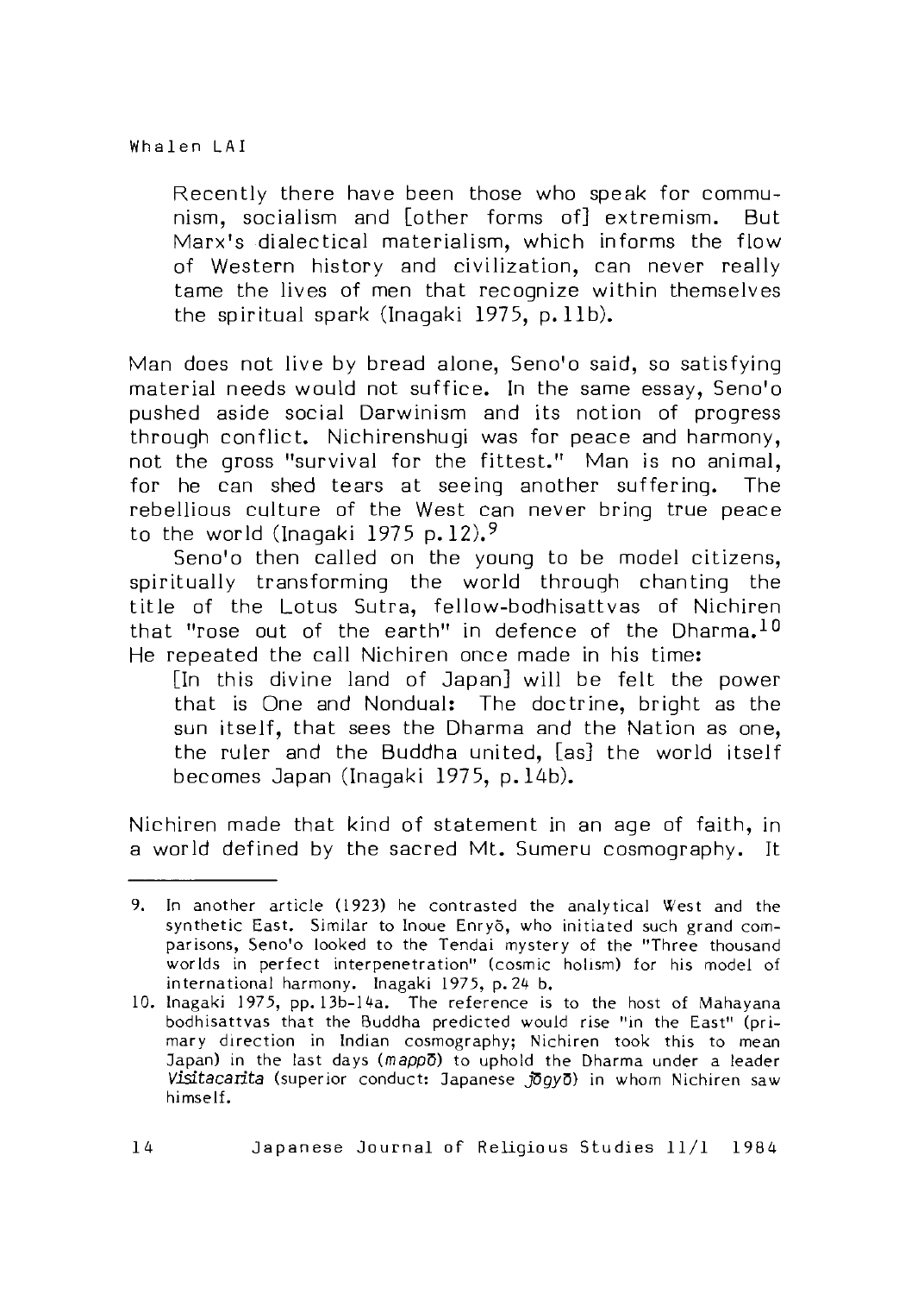> Recently there have been those who speak for communism, socialism and [other forms of] extremism. But Marx's dialectical materialism, which informs the flow of Western history and civilization, can never really tame the lives of men that recognize within themselves the spiritual spark (Inagaki 1975, p.11b).

Man does not live by bread alone, Seno'o said, so satisfying material needs would not suffice. In the same essay, Seno'o pushed aside social Darwinism and its notion of progress through conflict. Nichirenshugi was for peace and harmony, not the gross "survival for the fittest." Man is no animal, for he can shed tears at seeing another suffering. The rebellious culture of the West can never bring true peace to the world (Inagaki 1975 p.12).[9]

Seno'o then called on the young to be model citizens, spiritually transforming the world through chanting the title of the Lotus Sutra, fellow-bodhisattvas of Nichiren that "rose out of the earth" in defence of the Dharma.[10] He repeated the call Nichiren once made in his time:

> [In this divine land of Japan] will be felt the power that is One and Nondual: The doctrine, bright as the sun itself, that sees the Dharma and the Nation as one, the ruler and the Buddha united, [as] the world itself becomes Japan (Inagaki 1975, p.14b).

Nichiren made that kind of statement in an age of faith, in a world defined by the sacred Mt. Sumeru cosmography. It

---

9. In another article (1923) he contrasted the analytical West and the synthetic East. Similar to Inoue Enryō, who initiated such grand comparisons, Seno'o looked to the Tendai mystery of the "Three thousand worlds in perfect interpenetration" (cosmic holism) for his model of international harmony. Inagaki 1975, p.24 b.

10. Inagaki 1975, pp.13b-14a. The reference is to the host of Mahayana bodhisattvas that the Buddha predicted would rise "in the East" (primary direction in Indian cosmography; Nichiren took this to mean Japan) in the last days (*mappō*) to uphold the Dharma under a leader *Visitacarita* (superior conduct: Japanese *jōgyō*) in whom Nichiren saw himself.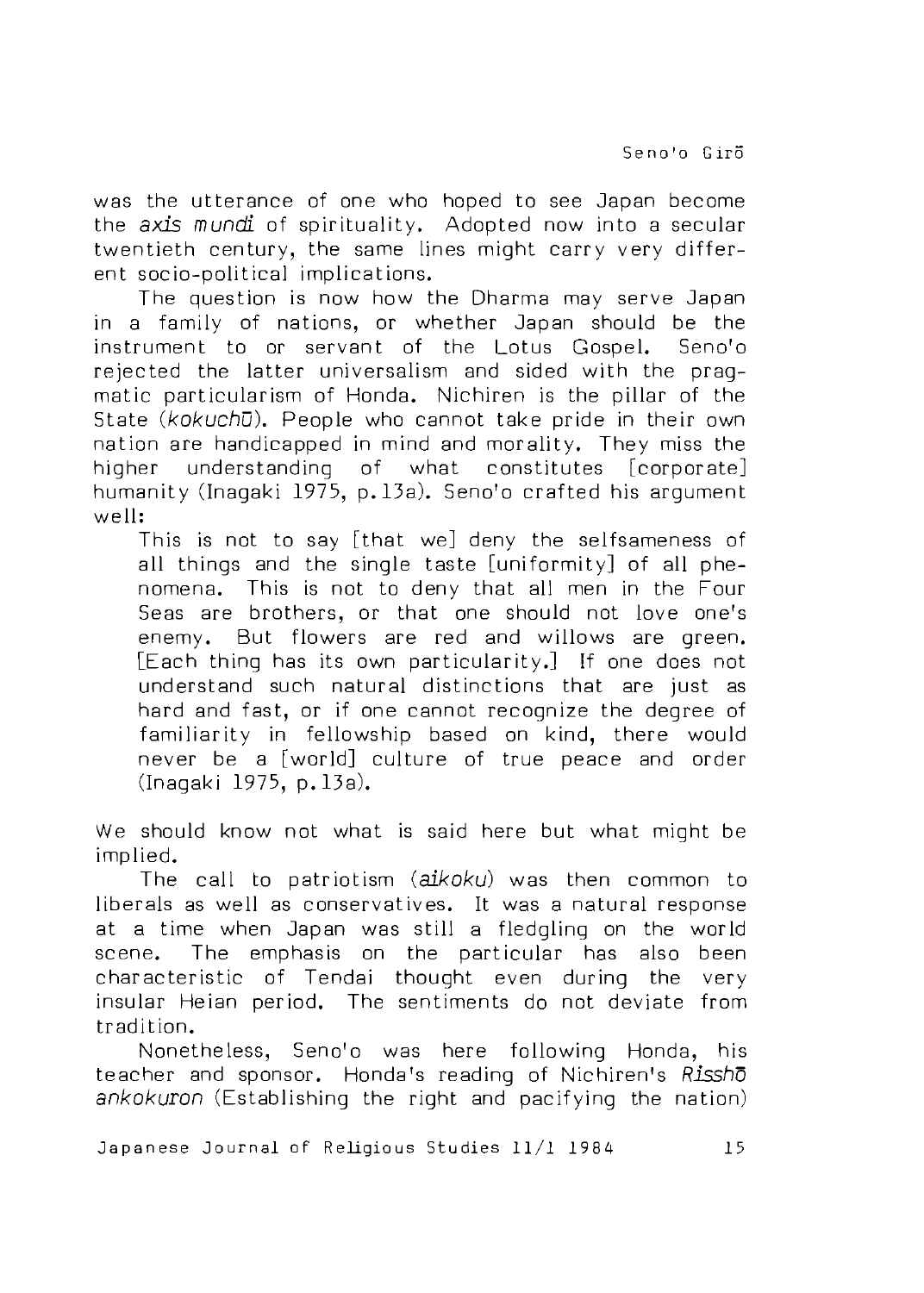was the utterance of one who hoped to see Japan become the *axis mundi* of spirituality. Adopted now into a secular twentieth century, the same lines might carry very different socio-political implications.

The question is now how the Dharma may serve Japan in a family of nations, or whether Japan should be the instrument to or servant of the Lotus Gospel. Seno'o rejected the latter universalism and sided with the pragmatic particularism of Honda. Nichiren is the pillar of the State (*kokuchū*). People who cannot take pride in their own nation are handicapped in mind and morality. They miss the higher understanding of what constitutes [corporate] humanity (Inagaki 1975, p.13a). Seno'o crafted his argument well:

> This is not to say [that we] deny the selfsameness of all things and the single taste [uniformity] of all phenomena. This is not to deny that all men in the Four Seas are brothers, or that one should not love one's enemy. But flowers are red and willows are green. [Each thing has its own particularity.] If one does not understand such natural distinctions that are just as hard and fast, or if one cannot recognize the degree of familiarity in fellowship based on kind, there would never be a [world] culture of true peace and order (Inagaki 1975, p.13a).

We should know not what is said here but what might be implied.

The call to patriotism (*aikoku*) was then common to liberals as well as conservatives. It was a natural response at a time when Japan was still a fledgling on the world scene. The emphasis on the particular has also been characteristic of Tendai thought even during the very insular Heian period. The sentiments do not deviate from tradition.

Nonetheless, Seno'o was here following Honda, his teacher and sponsor. Honda's reading of Nichiren's *Risshō ankokuron* (Establishing the right and pacifying the nation)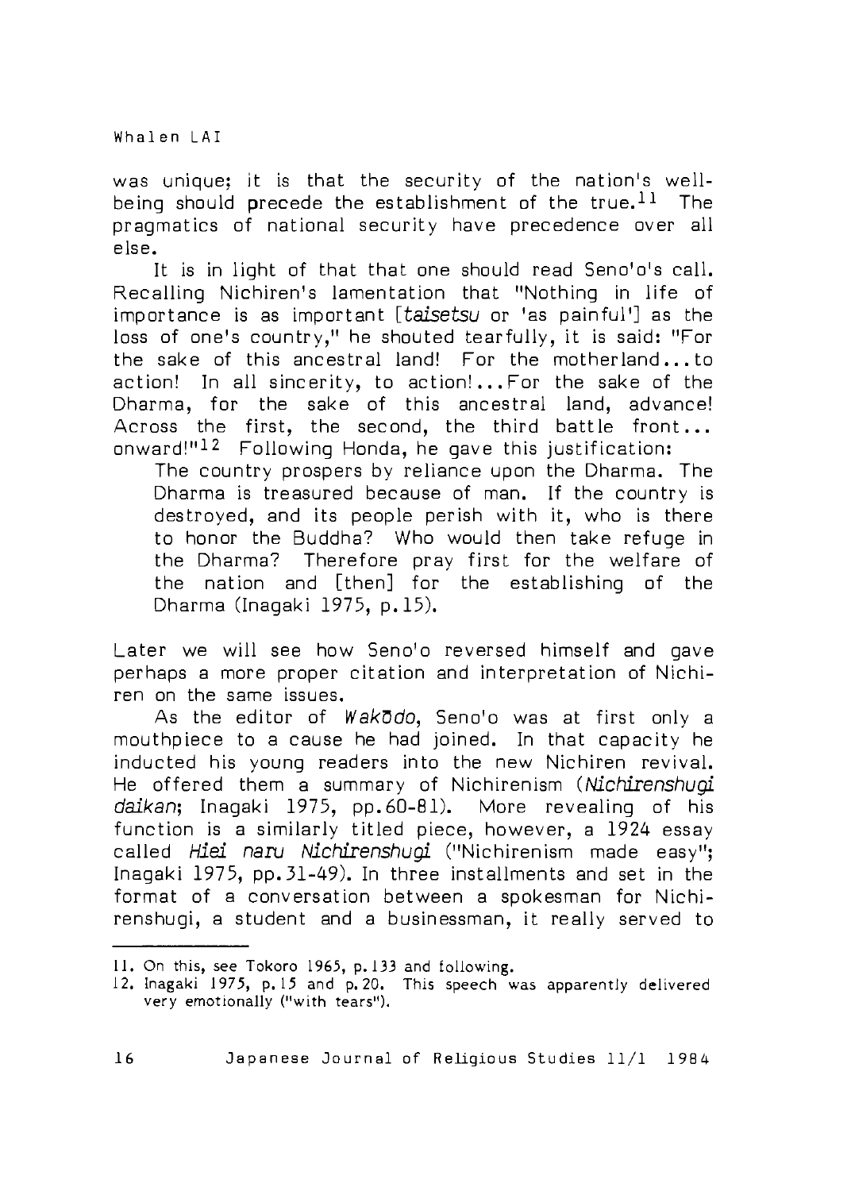was unique; it is that the security of the nation's well-being should precede the establishment of the true.[11] The pragmatics of national security have precedence over all else.

It is in light of that that one should read Seno'o's call. Recalling Nichiren's lamentation that "Nothing in life of importance is as important [*taisetsu* or 'as painful'] as the loss of one's country," he shouted tearfully, it is said: "For the sake of this ancestral land! For the motherland...to action! In all sincerity, to action!...For the sake of the Dharma, for the sake of this ancestral land, advance! Across the first, the second, the third battle front... onward!"[12] Following Honda, he gave this justification:

> The country prospers by reliance upon the Dharma. The Dharma is treasured because of man. If the country is destroyed, and its people perish with it, who is there to honor the Buddha? Who would then take refuge in the Dharma? Therefore pray first for the welfare of the nation and [then] for the establishing of the Dharma (Inagaki 1975, p.15).

Later we will see how Seno'o reversed himself and gave perhaps a more proper citation and interpretation of Nichiren on the same issues.

As the editor of *Wakōdo*, Seno'o was at first only a mouthpiece to a cause he had joined. In that capacity he inducted his young readers into the new Nichiren revival. He offered them a summary of Nichirenism (*Nichirenshugi daikan*; Inagaki 1975, pp.60-81). More revealing of his function is a similarly titled piece, however, a 1924 essay called *Hiei naru Nichirenshugi* ("Nichirenism made easy"; Inagaki 1975, pp.31-49). In three installments and set in the format of a conversation between a spokesman for Nichirenshugi, a student and a businessman, it really served to

---

11. On this, see Tokoro 1965, p.133 and following.
12. Inagaki 1975, p.15 and p.20. This speech was apparently delivered very emotionally ("with tears").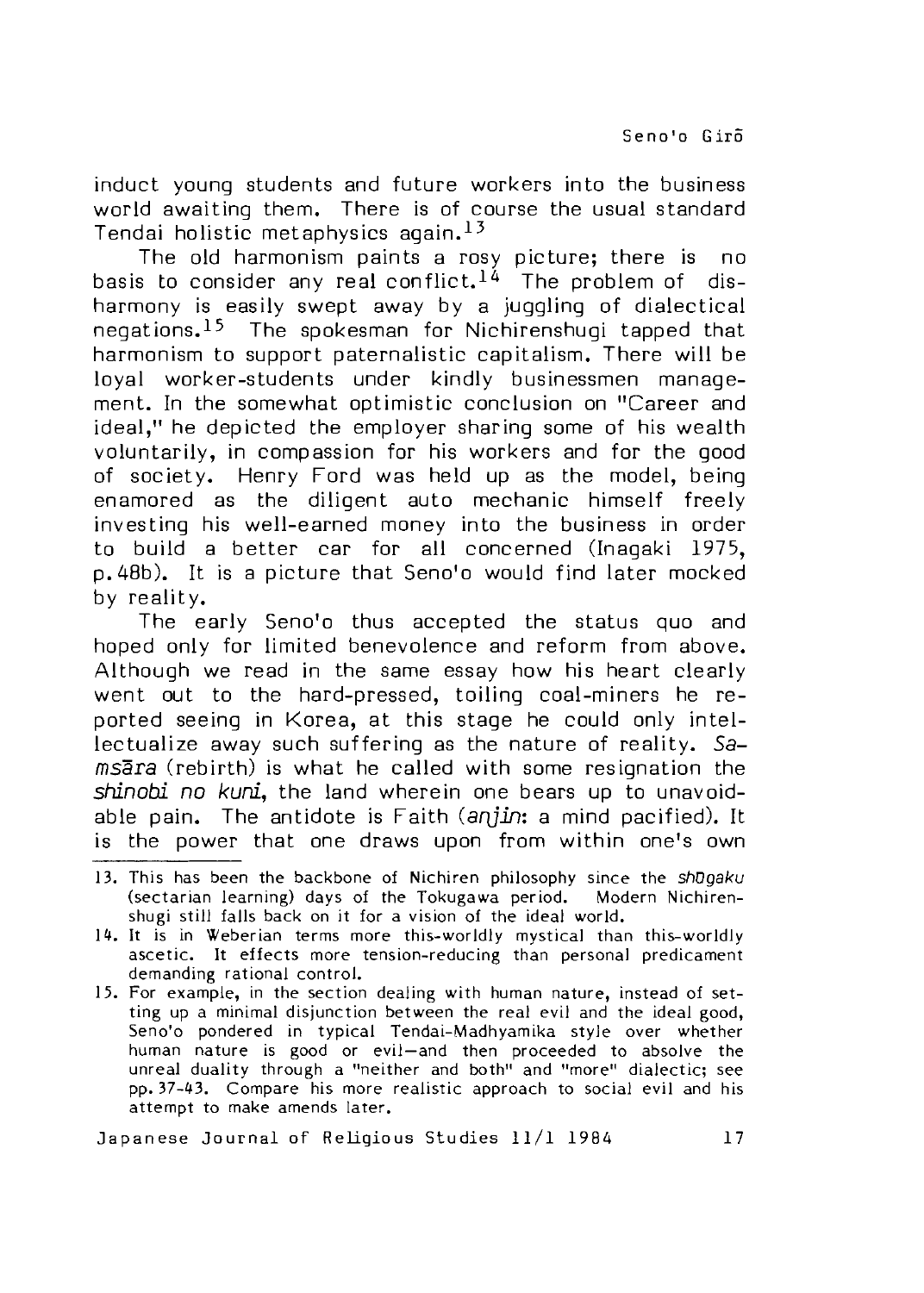induct young students and future workers into the business world awaiting them. There is of course the usual standard Tendai holistic metaphysics again.[13]

The old harmonism paints a rosy picture; there is no basis to consider any real conflict.[14] The problem of disharmony is easily swept away by a juggling of dialectical negations.[15] The spokesman for Nichirenshugi tapped that harmonism to support paternalistic capitalism. There will be loyal worker-students under kindly businessmen management. In the somewhat optimistic conclusion on "Career and ideal," he depicted the employer sharing some of his wealth voluntarily, in compassion for his workers and for the good of society. Henry Ford was held up as the model, being enamored as the diligent auto mechanic himself freely investing his well-earned money into the business in order to build a better car for all concerned (Inagaki 1975, p.48b). It is a picture that Seno'o would find later mocked by reality.

The early Seno'o thus accepted the status quo and hoped only for limited benevolence and reform from above. Although we read in the same essay how his heart clearly went out to the hard-pressed, toiling coal-miners he reported seeing in Korea, at this stage he could only intellectualize away such suffering as the nature of reality. *Samsāra* (rebirth) is what he called with some resignation the *shinobi no kuni*, the land wherein one bears up to unavoidable pain. The antidote is Faith (*anjin*: a mind pacified). It is the power that one draws upon from within one's own

---

13. This has been the backbone of Nichiren philosophy since the *shūgaku* (sectarian learning) days of the Tokugawa period. Modern Nichirenshugi still falls back on it for a vision of the ideal world.

14. It is in Weberian terms more this-worldly mystical than this-worldly ascetic. It effects more tension-reducing than personal predicament demanding rational control.

15. For example, in the section dealing with human nature, instead of setting up a minimal disjunction between the real evil and the ideal good, Seno'o pondered in typical Tendai-Madhyamika style over whether human nature is good or evil—and then proceeded to absolve the unreal duality through a "neither and both" and "more" dialectic; see pp. 37-43. Compare his more realistic approach to social evil and his attempt to make amends later.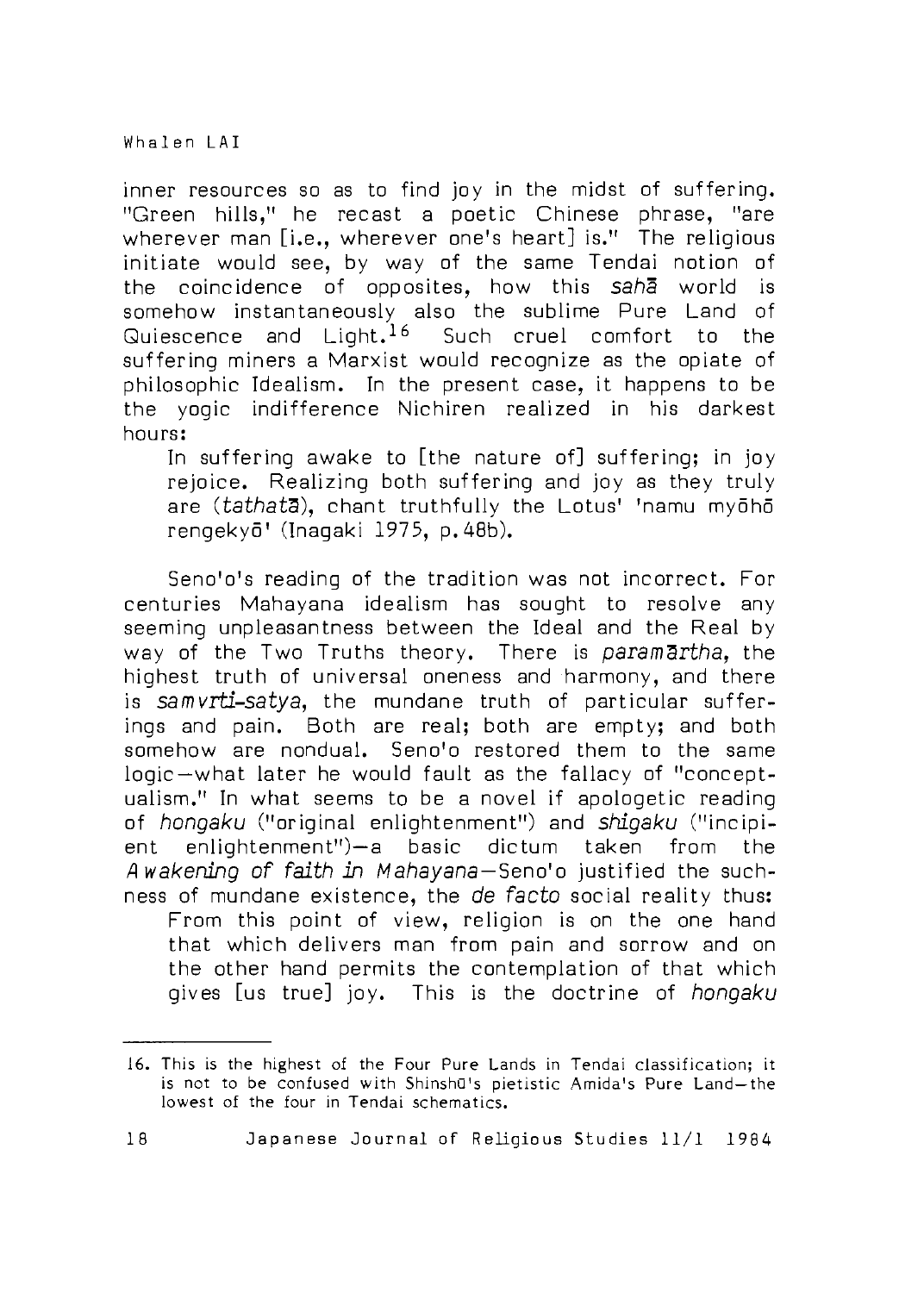inner resources so as to find joy in the midst of suffering. "Green hills," he recast a poetic Chinese phrase, "are wherever man [i.e., wherever one's heart] is." The religious initiate would see, by way of the same Tendai notion of the coincidence of opposites, how this *sahā* world is somehow instantaneously also the sublime Pure Land of Quiescence and Light.[16] Such cruel comfort to the suffering miners a Marxist would recognize as the opiate of philosophic Idealism. In the present case, it happens to be the yogic indifference Nichiren realized in his darkest hours:

> In suffering awake to [the nature of] suffering; in joy rejoice. Realizing both suffering and joy as they truly are (*tathatā*), chant truthfully the Lotus' 'namu myōhō rengekyō' (Inagaki 1975, p.48b).

Seno'o's reading of the tradition was not incorrect. For centuries Mahayana idealism has sought to resolve any seeming unpleasantness between the Ideal and the Real by way of the Two Truths theory. There is *paramārtha*, the highest truth of universal oneness and harmony, and there is *samvrti-satya*, the mundane truth of particular sufferings and pain. Both are real; both are empty; and both somehow are nondual. Seno'o restored them to the same logic—what later he would fault as the fallacy of "conceptualism." In what seems to be a novel if apologetic reading of *hongaku* ("original enlightenment") and *shigaku* ("incipient enlightenment")—a basic dictum taken from the *Awakening of faith in Mahayana*—Seno'o justified the suchness of mundane existence, the *de facto* social reality thus:

> From this point of view, religion is on the one hand that which delivers man from pain and sorrow and on the other hand permits the contemplation of that which gives [us true] joy. This is the doctrine of *hongaku*

---

16. This is the highest of the Four Pure Lands in Tendai classification; it is not to be confused with Shinshū's pietistic Amida's Pure Land—the lowest of the four in Tendai schematics.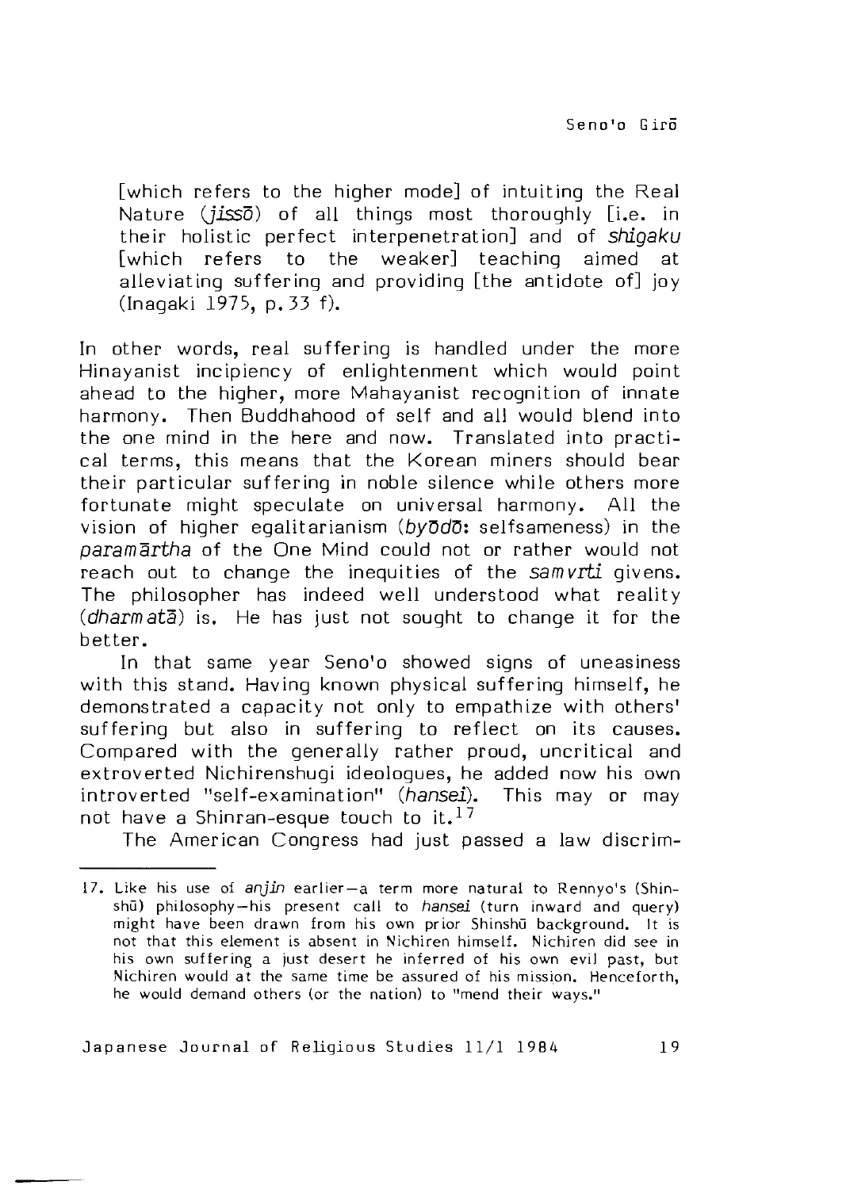[which refers to the higher mode] of intuiting the Real Nature (*jissō*) of all things most thoroughly [i.e. in their holistic perfect interpenetration] and of *shigaku* [which refers to the weaker] teaching aimed at alleviating suffering and providing [the antidote of] joy (Inagaki 1975, p. 33 f).

In other words, real suffering is handled under the more Hinayanist incipiency of enlightenment which would point ahead to the higher, more Mahayanist recognition of innate harmony. Then Buddhahood of self and all would blend into the one mind in the here and now. Translated into practical terms, this means that the Korean miners should bear their particular suffering in noble silence while others more fortunate might speculate on universal harmony. All the vision of higher egalitarianism (*byōdō*: selfsameness) in the *paramārtha* of the One Mind could not or rather would not reach out to change the inequities of the *samvṛti* givens. The philosopher has indeed well understood what reality (*dharmatā*) is. He has just not sought to change it for the better.

In that same year Seno'o showed signs of uneasiness with this stand. Having known physical suffering himself, he demonstrated a capacity not only to empathize with others' suffering but also in suffering to reflect on its causes. Compared with the generally rather proud, uncritical and extroverted Nichirenshugi ideologues, he added now his own introverted "self-examination" (*hansei*). This may or may not have a Shinran-esque touch to it.[17]

The American Congress had just passed a law discrim-

---

17. Like his use of *anjin* earlier—a term more natural to Rennyo's (Shinshū) philosophy—his present call to *hansei* (turn inward and query) might have been drawn from his own prior Shinshū background. It is not that this element is absent in Nichiren himself. Nichiren did see in his own suffering a just desert he inferred of his own evil past, but Nichiren would at the same time be assured of his mission. Henceforth, he would demand others (or the nation) to "mend their ways."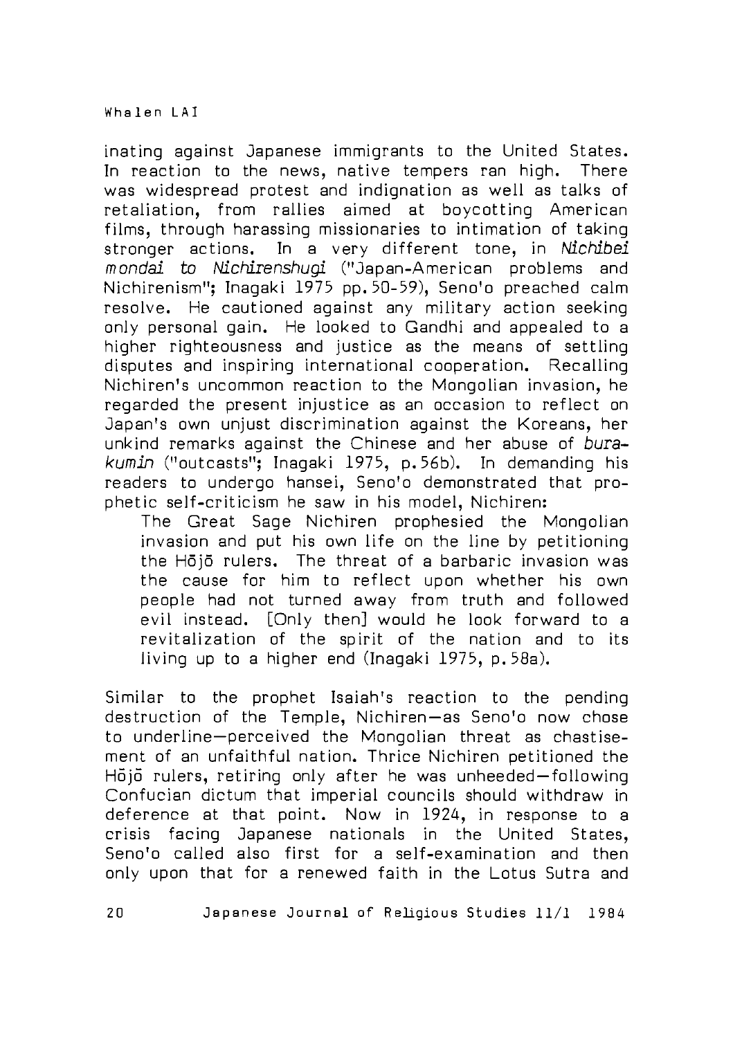inating against Japanese immigrants to the United States. In reaction to the news, native tempers ran high. There was widespread protest and indignation as well as talks of retaliation, from rallies aimed at boycotting American films, through harassing missionaries to intimation of taking stronger actions. In a very different tone, in *Nichibei mondai to Nichirenshugi* ("Japan-American problems and Nichirenism"; Inagaki 1975 pp.50-59), Seno'o preached calm resolve. He cautioned against any military action seeking only personal gain. He looked to Gandhi and appealed to a higher righteousness and justice as the means of settling disputes and inspiring international cooperation. Recalling Nichiren's uncommon reaction to the Mongolian invasion, he regarded the present injustice as an occasion to reflect on Japan's own unjust discrimination against the Koreans, her unkind remarks against the Chinese and her abuse of *burakumin* ("outcasts"; Inagaki 1975, p.56b). In demanding his readers to undergo hansei, Seno'o demonstrated that prophetic self-criticism he saw in his model, Nichiren:

> The Great Sage Nichiren prophesied the Mongolian invasion and put his own life on the line by petitioning the Hōjō rulers. The threat of a barbaric invasion was the cause for him to reflect upon whether his own people had not turned away from truth and followed evil instead. [Only then] would he look forward to a revitalization of the spirit of the nation and to its living up to a higher end (Inagaki 1975, p.58a).

Similar to the prophet Isaiah's reaction to the pending destruction of the Temple, Nichiren—as Seno'o now chose to underline—perceived the Mongolian threat as chastisement of an unfaithful nation. Thrice Nichiren petitioned the Hōjō rulers, retiring only after he was unheeded—following Confucian dictum that imperial councils should withdraw in deference at that point. Now in 1924, in response to a crisis facing Japanese nationals in the United States, Seno'o called also first for a self-examination and then only upon that for a renewed faith in the Lotus Sutra and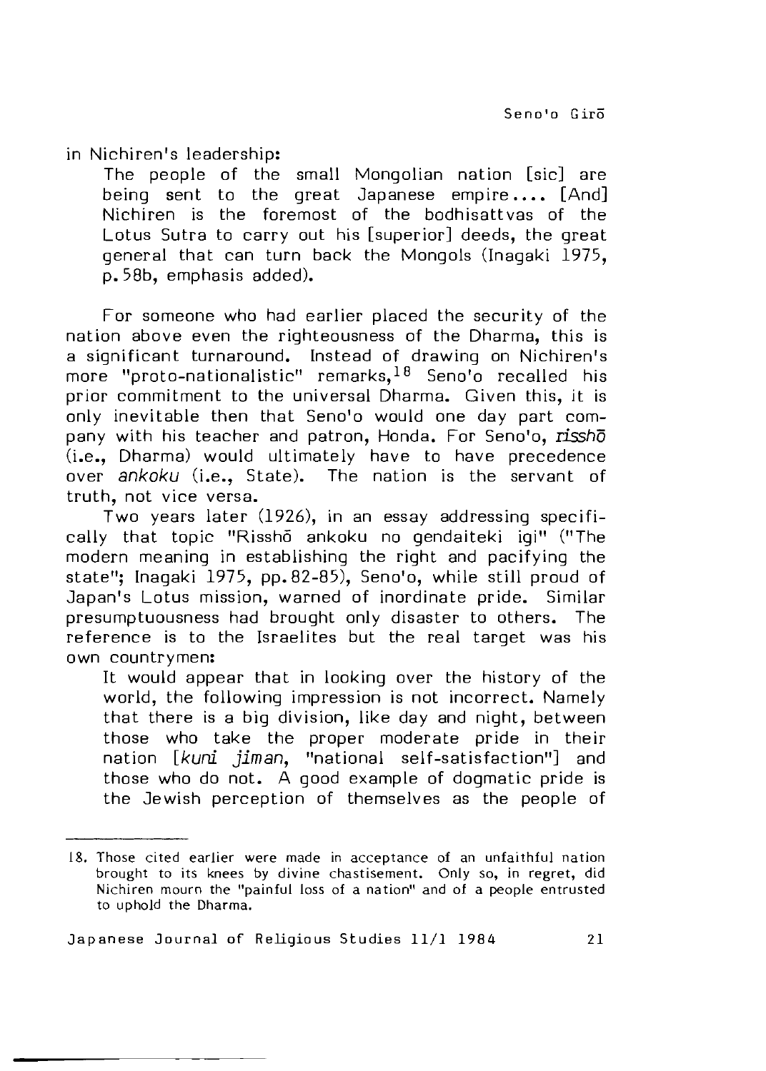in Nichiren's leadership:

> The people of the small Mongolian nation [sic] are being sent to the great Japanese empire.... [And] Nichiren is the foremost of the bodhisattvas of the Lotus Sutra to carry out his [superior] deeds, the great general that can turn back the Mongols (Inagaki 1975, p.58b, emphasis added).

For someone who had earlier placed the security of the nation above even the righteousness of the Dharma, this is a significant turnaround. Instead of drawing on Nichiren's more "proto-nationalistic" remarks,[18] Seno'o recalled his prior commitment to the universal Dharma. Given this, it is only inevitable then that Seno'o would one day part company with his teacher and patron, Honda. For Seno'o, *risshō* (i.e., Dharma) would ultimately have to have precedence over *ankoku* (i.e., State). The nation is the servant of truth, not vice versa.

Two years later (1926), in an essay addressing specifically that topic "Risshō ankoku no gendaiteki igi" ("The modern meaning in establishing the right and pacifying the state"; Inagaki 1975, pp.82-85), Seno'o, while still proud of Japan's Lotus mission, warned of inordinate pride. Similar presumptuousness had brought only disaster to others. The reference is to the Israelites but the real target was his own countrymen:

> It would appear that in looking over the history of the world, the following impression is not incorrect. Namely that there is a big division, like day and night, between those who take the proper moderate pride in their nation [*kuni jiman*, "national self-satisfaction"] and those who do not. A good example of dogmatic pride is the Jewish perception of themselves as the people of

18. Those cited earlier were made in acceptance of an unfaithful nation brought to its knees by divine chastisement. Only so, in regret, did Nichiren mourn the "painful loss of a nation" and of a people entrusted to uphold the Dharma.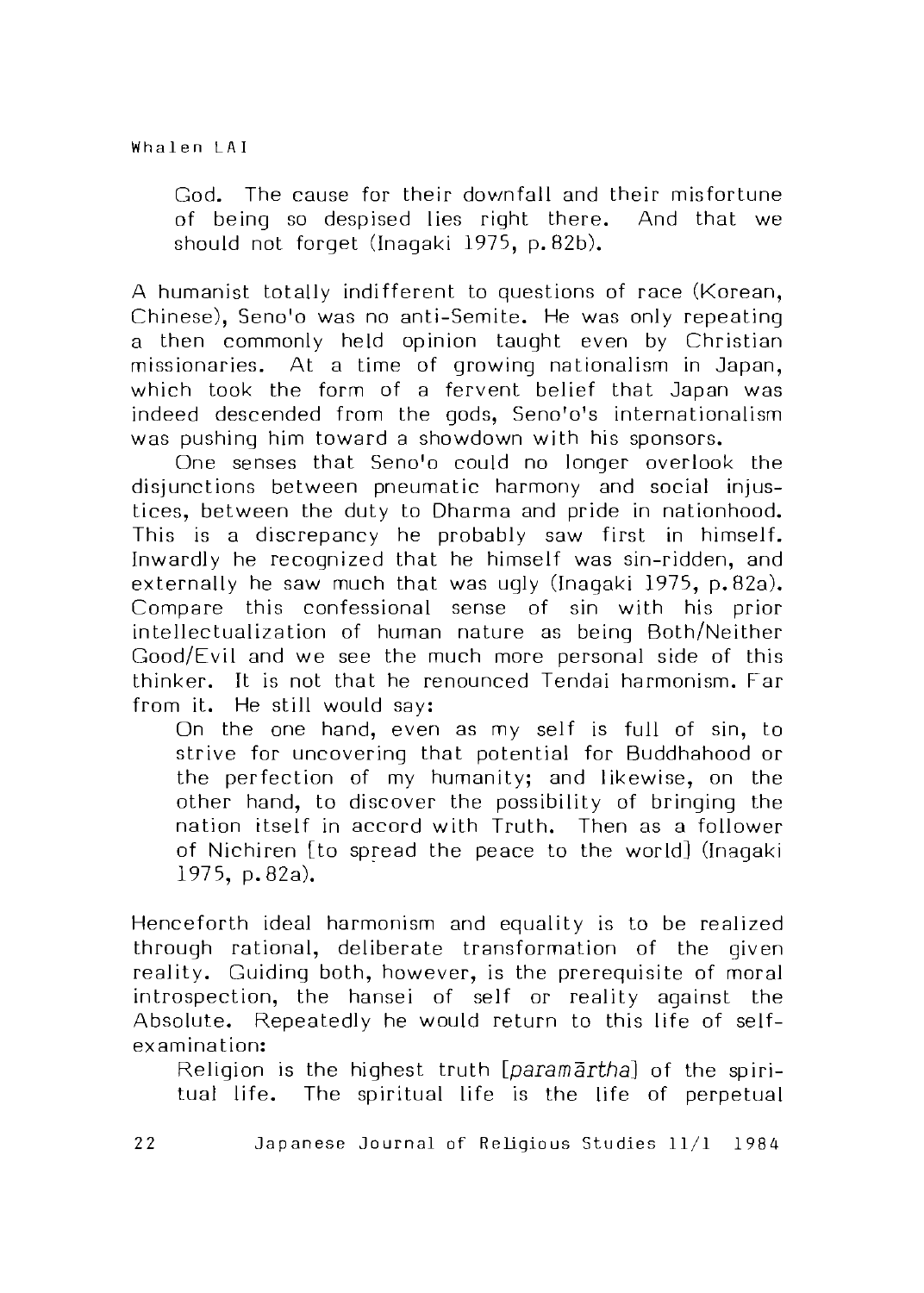God. The cause for their downfall and their misfortune of being so despised lies right there. And that we should not forget (Inagaki 1975, p.82b).

A humanist totally indifferent to questions of race (Korean, Chinese), Seno'o was no anti-Semite. He was only repeating a then commonly held opinion taught even by Christian missionaries. At a time of growing nationalism in Japan, which took the form of a fervent belief that Japan was indeed descended from the gods, Seno'o's internationalism was pushing him toward a showdown with his sponsors.

One senses that Seno'o could no longer overlook the disjunctions between pneumatic harmony and social injustices, between the duty to Dharma and pride in nationhood. This is a discrepancy he probably saw first in himself. Inwardly he recognized that he himself was sin-ridden, and externally he saw much that was ugly (Inagaki 1975, p.82a). Compare this confessional sense of sin with his prior intellectualization of human nature as being Both/Neither Good/Evil and we see the much more personal side of this thinker. It is not that he renounced Tendai harmonism. Far from it. He still would say:

> On the one hand, even as my self is full of sin, to strive for uncovering that potential for Buddhahood or the perfection of my humanity; and likewise, on the other hand, to discover the possibility of bringing the nation itself in accord with Truth. Then as a follower of Nichiren [to spread the peace to the world] (Inagaki 1975, p.82a).

Henceforth ideal harmonism and equality is to be realized through rational, deliberate transformation of the given reality. Guiding both, however, is the prerequisite of moral introspection, the hansei of self or reality against the Absolute. Repeatedly he would return to this life of self-examination:

> Religion is the highest truth [*paramārtha*] of the spiritual life. The spiritual life is the life of perpetual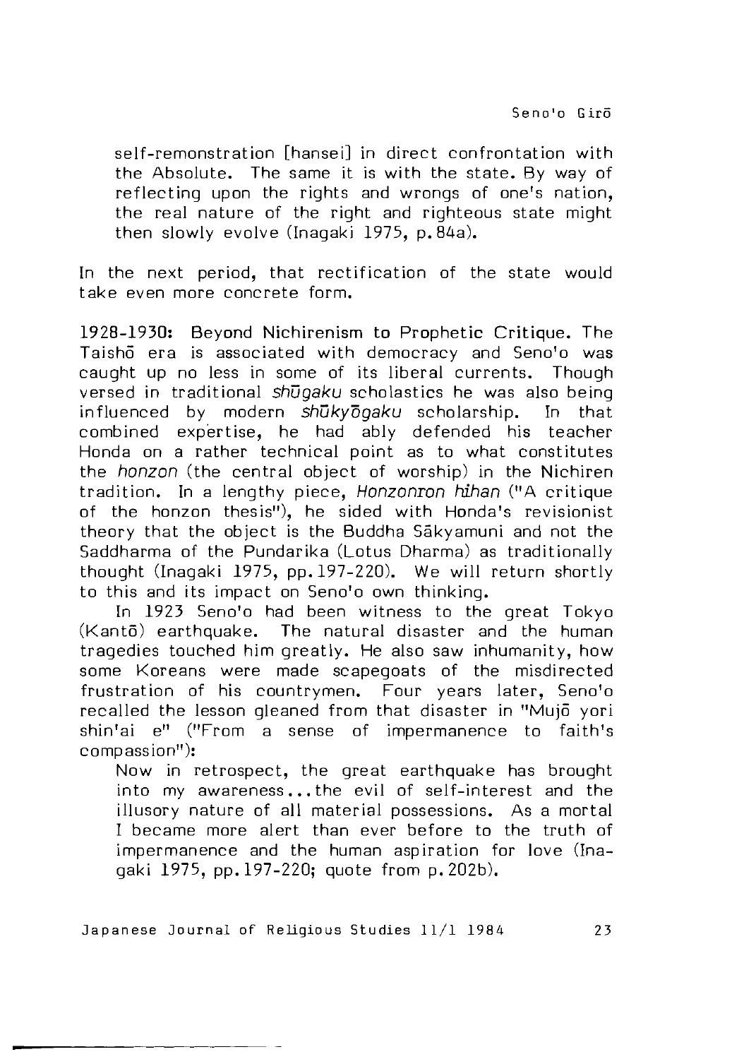self-remonstration [hansei] in direct confrontation with the Absolute. The same it is with the state. By way of reflecting upon the rights and wrongs of one's nation, the real nature of the right and righteous state might then slowly evolve (Inagaki 1975, p.84a).

In the next period, that rectification of the state would take even more concrete form.

**1928-1930: Beyond Nichirenism to Prophetic Critique.** The Taishō era is associated with democracy and Seno'o was caught up no less in some of its liberal currents. Though versed in traditional *shūgaku* scholastics he was also being influenced by modern *shūkyōgaku* scholarship. In that combined expertise, he had ably defended his teacher Honda on a rather technical point as to what constitutes the *honzon* (the central object of worship) in the Nichiren tradition. In a lengthy piece, *Honzonron hihan* ("A critique of the honzon thesis"), he sided with Honda's revisionist theory that the object is the Buddha Sākyamuni and not the Saddharma of the Pundarika (Lotus Dharma) as traditionally thought (Inagaki 1975, pp.197-220). We will return shortly to this and its impact on Seno'o own thinking.

In 1923 Seno'o had been witness to the great Tokyo (Kantō) earthquake. The natural disaster and the human tragedies touched him greatly. He also saw inhumanity, how some Koreans were made scapegoats of the misdirected frustration of his countrymen. Four years later, Seno'o recalled the lesson gleaned from that disaster in "Mujō yori shin'ai e" ("From a sense of impermanence to faith's compassion"):

> Now in retrospect, the great earthquake has brought into my awareness...the evil of self-interest and the illusory nature of all material possessions. As a mortal I became more alert than ever before to the truth of impermanence and the human aspiration for love (Inagaki 1975, pp.197-220; quote from p.202b).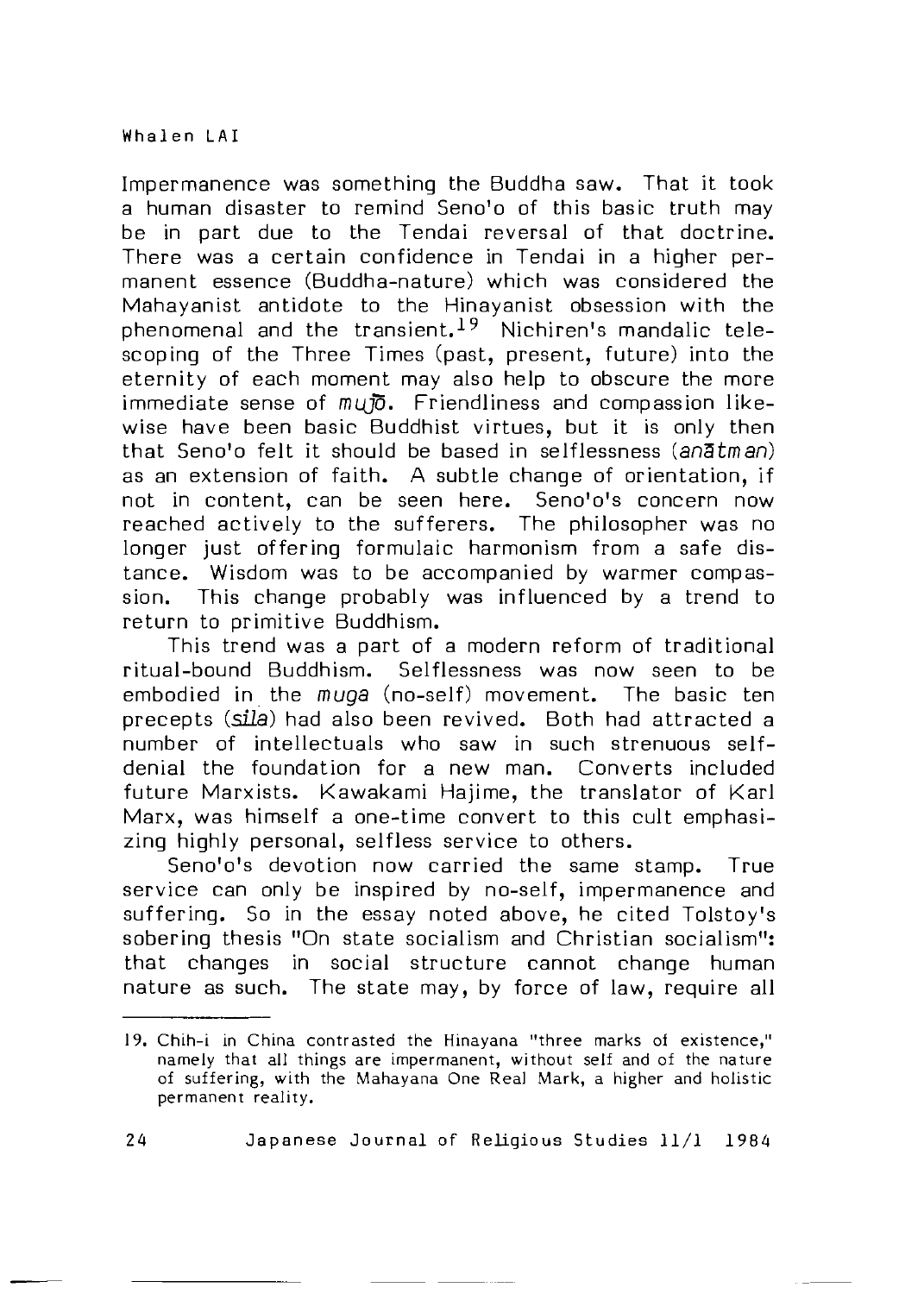Impermanence was something the Buddha saw. That it took a human disaster to remind Seno'o of this basic truth may be in part due to the Tendai reversal of that doctrine. There was a certain confidence in Tendai in a higher permanent essence (Buddha-nature) which was considered the Mahayanist antidote to the Hinayanist obsession with the phenomenal and the transient.[19] Nichiren's mandalic telescoping of the Three Times (past, present, future) into the eternity of each moment may also help to obscure the more immediate sense of *mujō*. Friendliness and compassion likewise have been basic Buddhist virtues, but it is only then that Seno'o felt it should be based in selflessness (*anātman*) as an extension of faith. A subtle change of orientation, if not in content, can be seen here. Seno'o's concern now reached actively to the sufferers. The philosopher was no longer just offering formulaic harmonism from a safe distance. Wisdom was to be accompanied by warmer compassion. This change probably was influenced by a trend to return to primitive Buddhism.

This trend was a part of a modern reform of traditional ritual-bound Buddhism. Selflessness was now seen to be embodied in the *muga* (no-self) movement. The basic ten precepts (*śīla*) had also been revived. Both had attracted a number of intellectuals who saw in such strenuous self-denial the foundation for a new man. Converts included future Marxists. Kawakami Hajime, the translator of Karl Marx, was himself a one-time convert to this cult emphasizing highly personal, selfless service to others.

Seno'o's devotion now carried the same stamp. True service can only be inspired by no-self, impermanence and suffering. So in the essay noted above, he cited Tolstoy's sobering thesis "On state socialism and Christian socialism": that changes in social structure cannot change human nature as such. The state may, by force of law, require all

---

19. Chih-i in China contrasted the Hinayana "three marks of existence," namely that all things are impermanent, without self and of the nature of suffering, with the Mahayana One Real Mark, a higher and holistic permanent reality.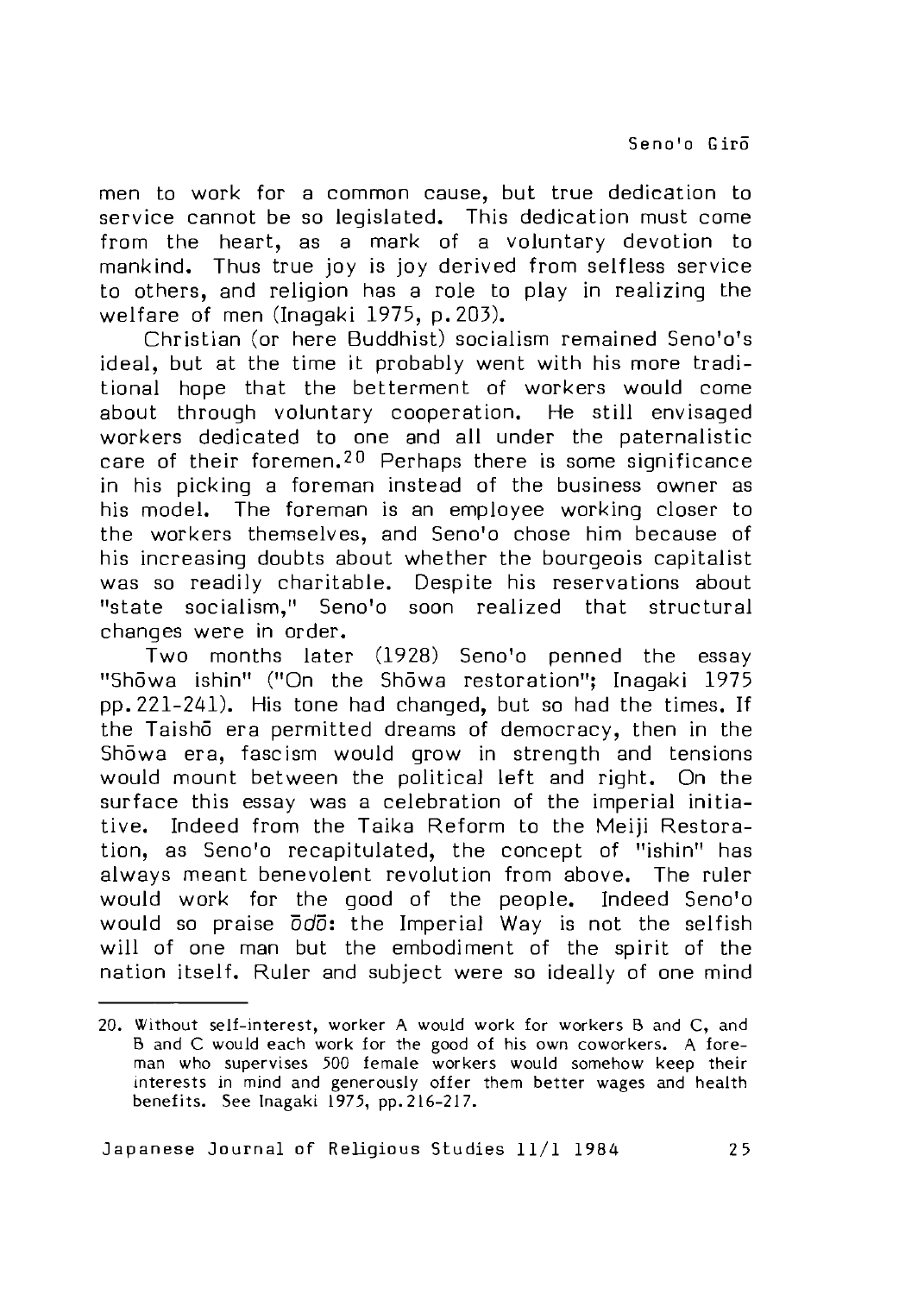men to work for a common cause, but true dedication to service cannot be so legislated. This dedication must come from the heart, as a mark of a voluntary devotion to mankind. Thus true joy is joy derived from selfless service to others, and religion has a role to play in realizing the welfare of men (Inagaki 1975, p.203).

Christian (or here Buddhist) socialism remained Seno'o's ideal, but at the time it probably went with his more traditional hope that the betterment of workers would come about through voluntary cooperation. He still envisaged workers dedicated to one and all under the paternalistic care of their foremen.[20] Perhaps there is some significance in his picking a foreman instead of the business owner as his model. The foreman is an employee working closer to the workers themselves, and Seno'o chose him because of his increasing doubts about whether the bourgeois capitalist was so readily charitable. Despite his reservations about "state socialism," Seno'o soon realized that structural changes were in order.

Two months later (1928) Seno'o penned the essay "Shōwa ishin" ("On the Shōwa restoration"; Inagaki 1975 pp.221-241). His tone had changed, but so had the times. If the Taishō era permitted dreams of democracy, then in the Shōwa era, fascism would grow in strength and tensions would mount between the political left and right. On the surface this essay was a celebration of the imperial initiative. Indeed from the Taika Reform to the Meiji Restoration, as Seno'o recapitulated, the concept of "ishin" has always meant benevolent revolution from above. The ruler would work for the good of the people. Indeed Seno'o would so praise *ōdō*: the Imperial Way is not the selfish will of one man but the embodiment of the spirit of the nation itself. Ruler and subject were so ideally of one mind

---

20. Without self-interest, worker A would work for workers B and C, and B and C would each work for the good of his own coworkers. A foreman who supervises 500 female workers would somehow keep their interests in mind and generously offer them better wages and health benefits. See Inagaki 1975, pp.216-217.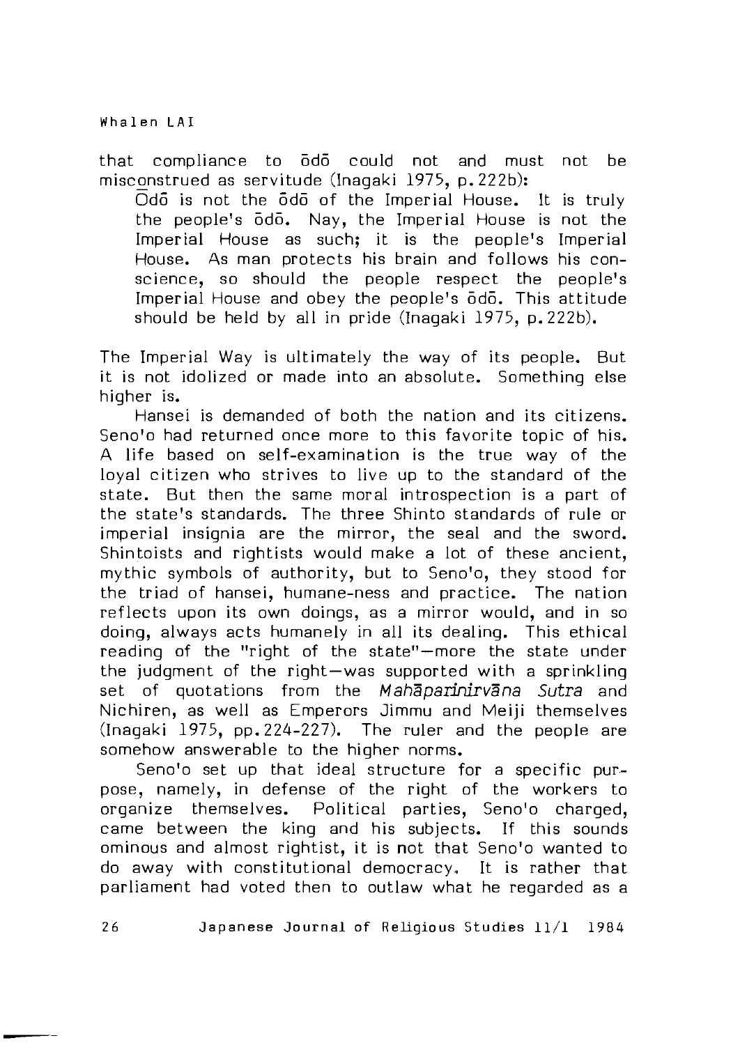that compliance to ōdō could not and must not be misconstrued as servitude (Inagaki 1975, p.222b):

> Ōdō is not the ōdō of the Imperial House. It is truly the people's ōdō. Nay, the Imperial House is not the Imperial House as such; it is the people's Imperial House. As man protects his brain and follows his conscience, so should the people respect the people's Imperial House and obey the people's ōdō. This attitude should be held by all in pride (Inagaki 1975, p.222b).

The Imperial Way is ultimately the way of its people. But it is not idolized or made into an absolute. Something else higher is.

Hansei is demanded of both the nation and its citizens. Seno'o had returned once more to this favorite topic of his. A life based on self-examination is the true way of the loyal citizen who strives to live up to the standard of the state. But then the same moral introspection is a part of the state's standards. The three Shinto standards of rule or imperial insignia are the mirror, the seal and the sword. Shintoists and rightists would make a lot of these ancient, mythic symbols of authority, but to Seno'o, they stood for the triad of hansei, humane-ness and practice. The nation reflects upon its own doings, as a mirror would, and in so doing, always acts humanely in all its dealing. This ethical reading of the "right of the state"—more the state under the judgment of the right—was supported with a sprinkling set of quotations from the *Mahāparinirvāna Sutra* and Nichiren, as well as Emperors Jimmu and Meiji themselves (Inagaki 1975, pp.224-227). The ruler and the people are somehow answerable to the higher norms.

Seno'o set up that ideal structure for a specific purpose, namely, in defense of the right of the workers to organize themselves. Political parties, Seno'o charged, came between the king and his subjects. If this sounds ominous and almost rightist, it is not that Seno'o wanted to do away with constitutional democracy. It is rather that parliament had voted then to outlaw what he regarded as a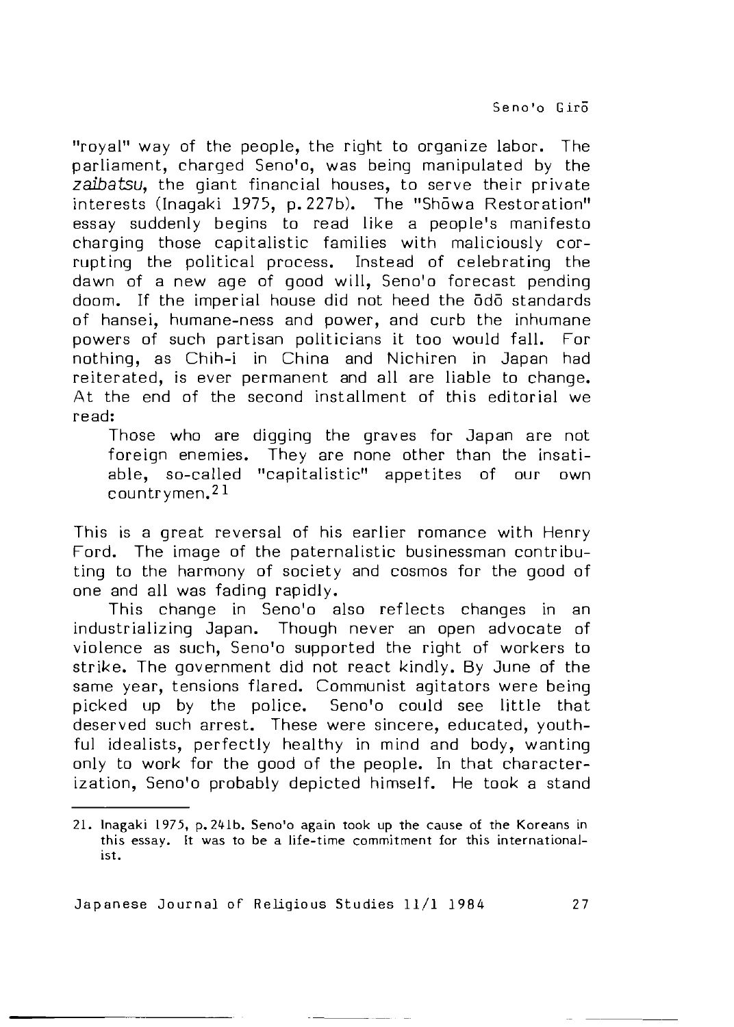"royal" way of the people, the right to organize labor. The parliament, charged Seno'o, was being manipulated by the *zaibatsu*, the giant financial houses, to serve their private interests (Inagaki 1975, p. 227b). The "Shōwa Restoration" essay suddenly begins to read like a people's manifesto charging those capitalistic families with maliciously corrupting the political process. Instead of celebrating the dawn of a new age of good will, Seno'o forecast pending doom. If the imperial house did not heed the ōdō standards of hansei, humane-ness and power, and curb the inhumane powers of such partisan politicians it too would fall. For nothing, as Chih-i in China and Nichiren in Japan had reiterated, is ever permanent and all are liable to change. At the end of the second installment of this editorial we read:

> Those who are digging the graves for Japan are not foreign enemies. They are none other than the insatiable, so-called "capitalistic" appetites of our own countrymen.[21]

This is a great reversal of his earlier romance with Henry Ford. The image of the paternalistic businessman contributing to the harmony of society and cosmos for the good of one and all was fading rapidly.

This change in Seno'o also reflects changes in an industrializing Japan. Though never an open advocate of violence as such, Seno'o supported the right of workers to strike. The government did not react kindly. By June of the same year, tensions flared. Communist agitators were being picked up by the police. Seno'o could see little that deserved such arrest. These were sincere, educated, youthful idealists, perfectly healthy in mind and body, wanting only to work for the good of the people. In that characterization, Seno'o probably depicted himself. He took a stand

---

21. Inagaki 1975, p. 241b. Seno'o again took up the cause of the Koreans in this essay. It was to be a life-time commitment for this internationalist.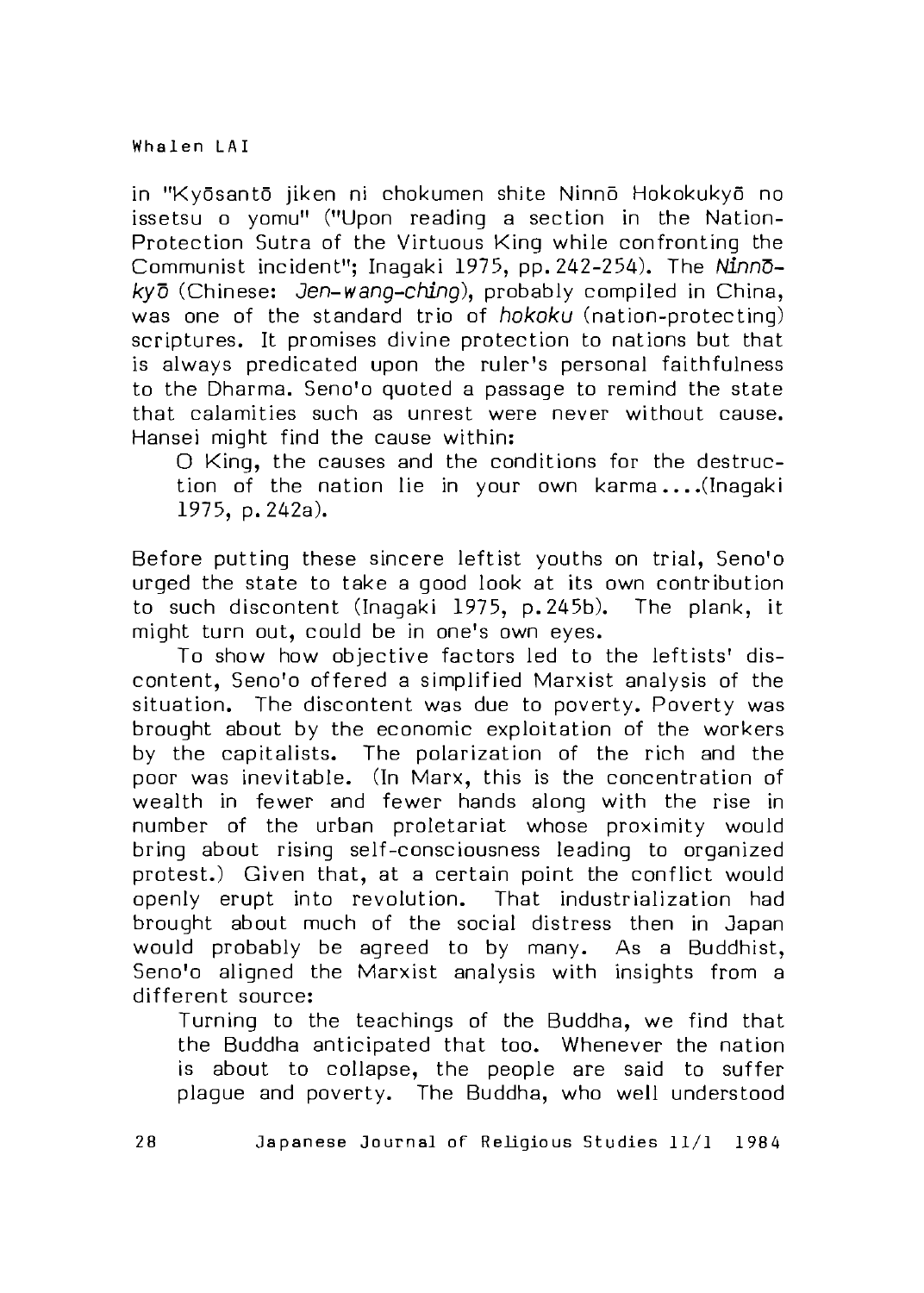in "Kyōsantō jiken ni chokumen shite Ninnō Hokokukyō no issetsu o yomu" ("Upon reading a section in the Nation-Protection Sutra of the Virtuous King while confronting the Communist incident"; Inagaki 1975, pp. 242-254). The *Ninnō-kyō* (Chinese: *Jen-wang-ching*), probably compiled in China, was one of the standard trio of *hokoku* (nation-protecting) scriptures. It promises divine protection to nations but that is always predicated upon the ruler's personal faithfulness to the Dharma. Seno'o quoted a passage to remind the state that calamities such as unrest were never without cause. Hansei might find the cause within:

> O King, the causes and the conditions for the destruction of the nation lie in your own karma....(Inagaki 1975, p. 242a).

Before putting these sincere leftist youths on trial, Seno'o urged the state to take a good look at its own contribution to such discontent (Inagaki 1975, p. 245b). The plank, it might turn out, could be in one's own eyes.

To show how objective factors led to the leftists' discontent, Seno'o offered a simplified Marxist analysis of the situation. The discontent was due to poverty. Poverty was brought about by the economic exploitation of the workers by the capitalists. The polarization of the rich and the poor was inevitable. (In Marx, this is the concentration of wealth in fewer and fewer hands along with the rise in number of the urban proletariat whose proximity would bring about rising self-consciousness leading to organized protest.) Given that, at a certain point the conflict would openly erupt into revolution. That industrialization had brought about much of the social distress then in Japan would probably be agreed to by many. As a Buddhist, Seno'o aligned the Marxist analysis with insights from a different source:

> Turning to the teachings of the Buddha, we find that the Buddha anticipated that too. Whenever the nation is about to collapse, the people are said to suffer plague and poverty. The Buddha, who well understood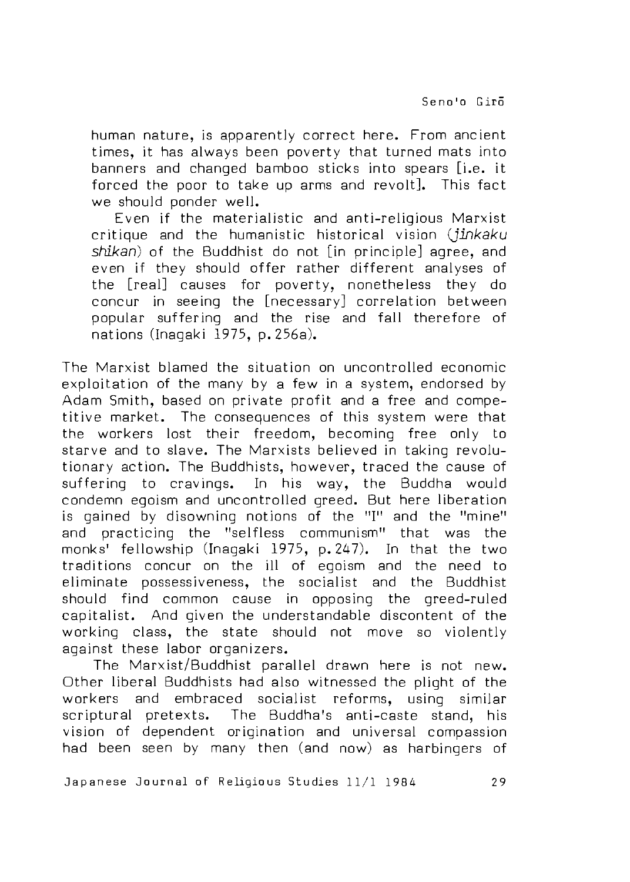human nature, is apparently correct here. From ancient times, it has always been poverty that turned mats into banners and changed bamboo sticks into spears [i.e. it forced the poor to take up arms and revolt]. This fact we should ponder well.

> Even if the materialistic and anti-religious Marxist critique and the humanistic historical vision (*jinkaku shikan*) of the Buddhist do not [in principle] agree, and even if they should offer rather different analyses of the [real] causes for poverty, nonetheless they do concur in seeing the [necessary] correlation between popular suffering and the rise and fall therefore of nations (Inagaki 1975, p.256a).

The Marxist blamed the situation on uncontrolled economic exploitation of the many by a few in a system, endorsed by Adam Smith, based on private profit and a free and competitive market. The consequences of this system were that the workers lost their freedom, becoming free only to starve and to slave. The Marxists believed in taking revolutionary action. The Buddhists, however, traced the cause of suffering to cravings. In his way, the Buddha would condemn egoism and uncontrolled greed. But here liberation is gained by disowning notions of the "I" and the "mine" and practicing the "selfless communism" that was the monks' fellowship (Inagaki 1975, p.247). In that the two traditions concur on the ill of egoism and the need to eliminate possessiveness, the socialist and the Buddhist should find common cause in opposing the greed-ruled capitalist. And given the understandable discontent of the working class, the state should not move so violently against these labor organizers.

The Marxist/Buddhist parallel drawn here is not new. Other liberal Buddhists had also witnessed the plight of the workers and embraced socialist reforms, using similar scriptural pretexts. The Buddha's anti-caste stand, his vision of dependent origination and universal compassion had been seen by many then (and now) as harbingers of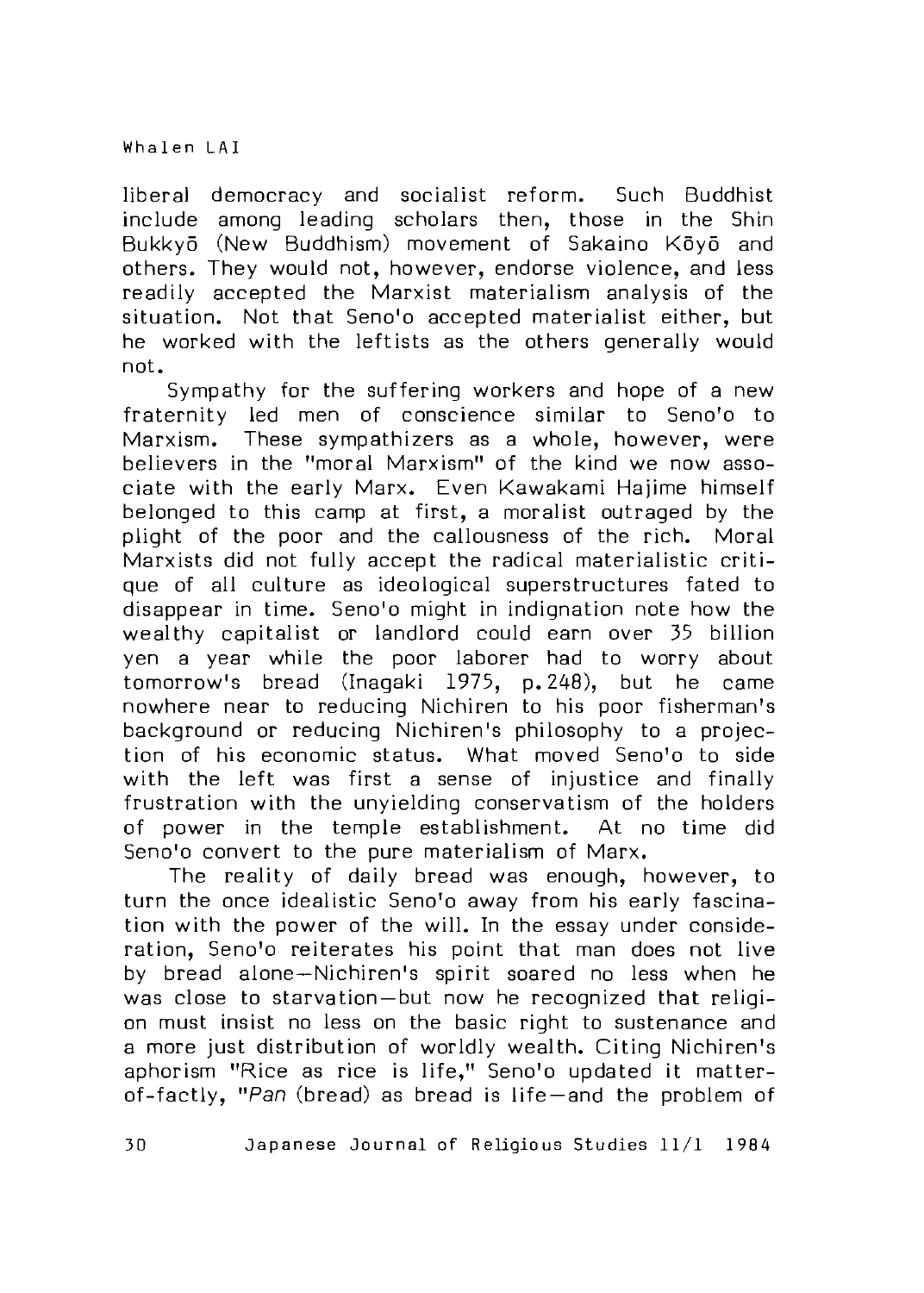liberal democracy and socialist reform. Such Buddhist include among leading scholars then, those in the Shin Bukkyō (New Buddhism) movement of Sakaino Kōyō and others. They would not, however, endorse violence, and less readily accepted the Marxist materialism analysis of the situation. Not that Seno'o accepted materialist either, but he worked with the leftists as the others generally would not.

Sympathy for the suffering workers and hope of a new fraternity led men of conscience similar to Seno'o to Marxism. These sympathizers as a whole, however, were believers in the "moral Marxism" of the kind we now associate with the early Marx. Even Kawakami Hajime himself belonged to this camp at first, a moralist outraged by the plight of the poor and the callousness of the rich. Moral Marxists did not fully accept the radical materialistic critique of all culture as ideological superstructures fated to disappear in time. Seno'o might in indignation note how the wealthy capitalist or landlord could earn over 35 billion yen a year while the poor laborer had to worry about tomorrow's bread (Inagaki 1975, p. 248), but he came nowhere near to reducing Nichiren to his poor fisherman's background or reducing Nichiren's philosophy to a projection of his economic status. What moved Seno'o to side with the left was first a sense of injustice and finally frustration with the unyielding conservatism of the holders of power in the temple establishment. At no time did Seno'o convert to the pure materialism of Marx.

The reality of daily bread was enough, however, to turn the once idealistic Seno'o away from his early fascination with the power of the will. In the essay under consideration, Seno'o reiterates his point that man does not live by bread alone—Nichiren's spirit soared no less when he was close to starvation—but now he recognized that religion must insist no less on the basic right to sustenance and a more just distribution of worldly wealth. Citing Nichiren's aphorism "Rice as rice is life," Seno'o updated it matter-of-factly, "*Pan* (bread) as bread is life—and the problem of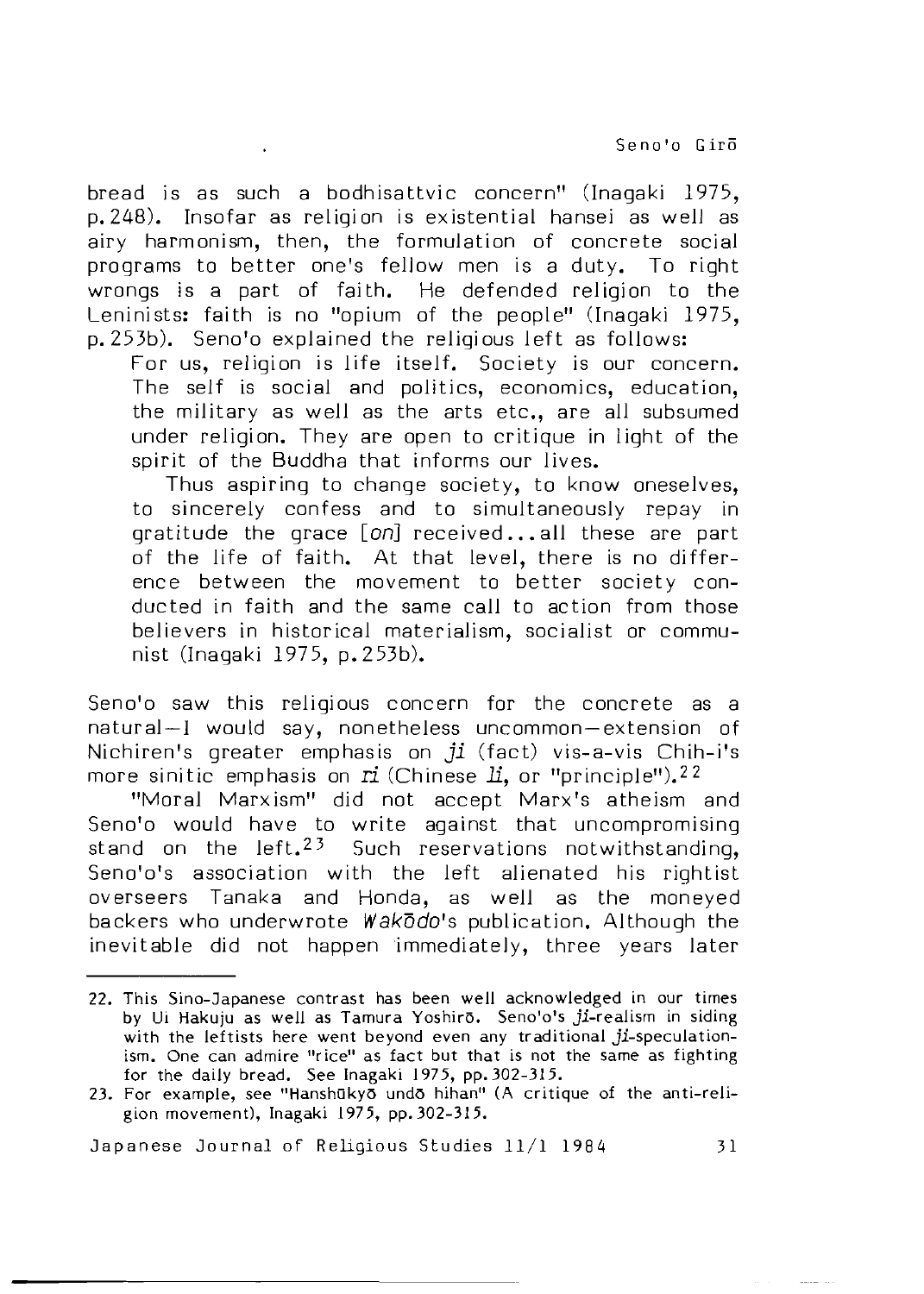bread is as such a bodhisattvic concern" (Inagaki 1975, p.248). Insofar as religion is existential hansei as well as airy harmonism, then, the formulation of concrete social programs to better one's fellow men is a duty. To right wrongs is a part of faith. He defended religion to the Leninists: faith is no "opium of the people" (Inagaki 1975, p.253b). Seno'o explained the religious left as follows:

> For us, religion is life itself. Society is our concern. The self is social and politics, economics, education, the military as well as the arts etc., are all subsumed under religion. They are open to critique in light of the spirit of the Buddha that informs our lives.
>
> Thus aspiring to change society, to know oneselves, to sincerely confess and to simultaneously repay in gratitude the grace [*on*] received...all these are part of the life of faith. At that level, there is no difference between the movement to better society conducted in faith and the same call to action from those believers in historical materialism, socialist or communist (Inagaki 1975, p.253b).

Seno'o saw this religious concern for the concrete as a natural—I would say, nonetheless uncommon—extension of Nichiren's greater emphasis on *ji* (fact) vis-a-vis Chih-i's more sinitic emphasis on *ri* (Chinese *li*, or "principle").[22]

"Moral Marxism" did not accept Marx's atheism and Seno'o would have to write against that uncompromising stand on the left.[23] Such reservations notwithstanding, Seno'o's association with the left alienated his rightist overseers Tanaka and Honda, as well as the moneyed backers who underwrote *Wakōdo*'s publication. Although the inevitable did not happen immediately, three years later

---

22. This Sino-Japanese contrast has been well acknowledged in our times by Ui Hakuju as well as Tamura Yoshirō. Seno'o's *ji*-realism in siding with the leftists here went beyond even any traditional *ji*-speculationism. One can admire "rice" as fact but that is not the same as fighting for the daily bread. See Inagaki 1975, pp.302-315.

23. For example, see "Hanshūkyō undō hihan" (A critique of the anti-religion movement), Inagaki 1975, pp.302-315.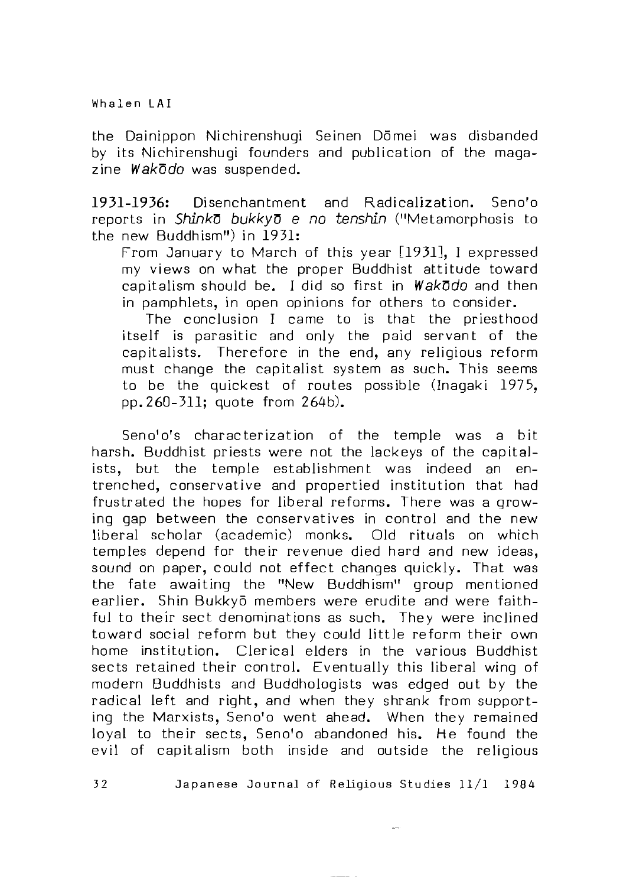the Dainippon Nichirenshugi Seinen Dōmei was disbanded by its Nichirenshugi founders and publication of the magazine *Wakōdo* was suspended.

**1931-1936:** Disenchantment and Radicalization. Seno'o reports in *Shinkō bukkyō e no tenshin* ("Metamorphosis to the new Buddhism") in 1931:

> From January to March of this year [1931], I expressed my views on what the proper Buddhist attitude toward capitalism should be. I did so first in *Wakōdo* and then in pamphlets, in open opinions for others to consider.
>
> The conclusion I came to is that the priesthood itself is parasitic and only the paid servant of the capitalists. Therefore in the end, any religious reform must change the capitalist system as such. This seems to be the quickest of routes possible (Inagaki 1975, pp.260-311; quote from 264b).

Seno'o's characterization of the temple was a bit harsh. Buddhist priests were not the lackeys of the capitalists, but the temple establishment was indeed an entrenched, conservative and propertied institution that had frustrated the hopes for liberal reforms. There was a growing gap between the conservatives in control and the new liberal scholar (academic) monks. Old rituals on which temples depend for their revenue died hard and new ideas, sound on paper, could not effect changes quickly. That was the fate awaiting the "New Buddhism" group mentioned earlier. Shin Bukkyō members were erudite and were faithful to their sect denominations as such. They were inclined toward social reform but they could little reform their own home institution. Clerical elders in the various Buddhist sects retained their control. Eventually this liberal wing of modern Buddhists and Buddhologists was edged out by the radical left and right, and when they shrank from supporting the Marxists, Seno'o went ahead. When they remained loyal to their sects, Seno'o abandoned his. He found the evil of capitalism both inside and outside the religious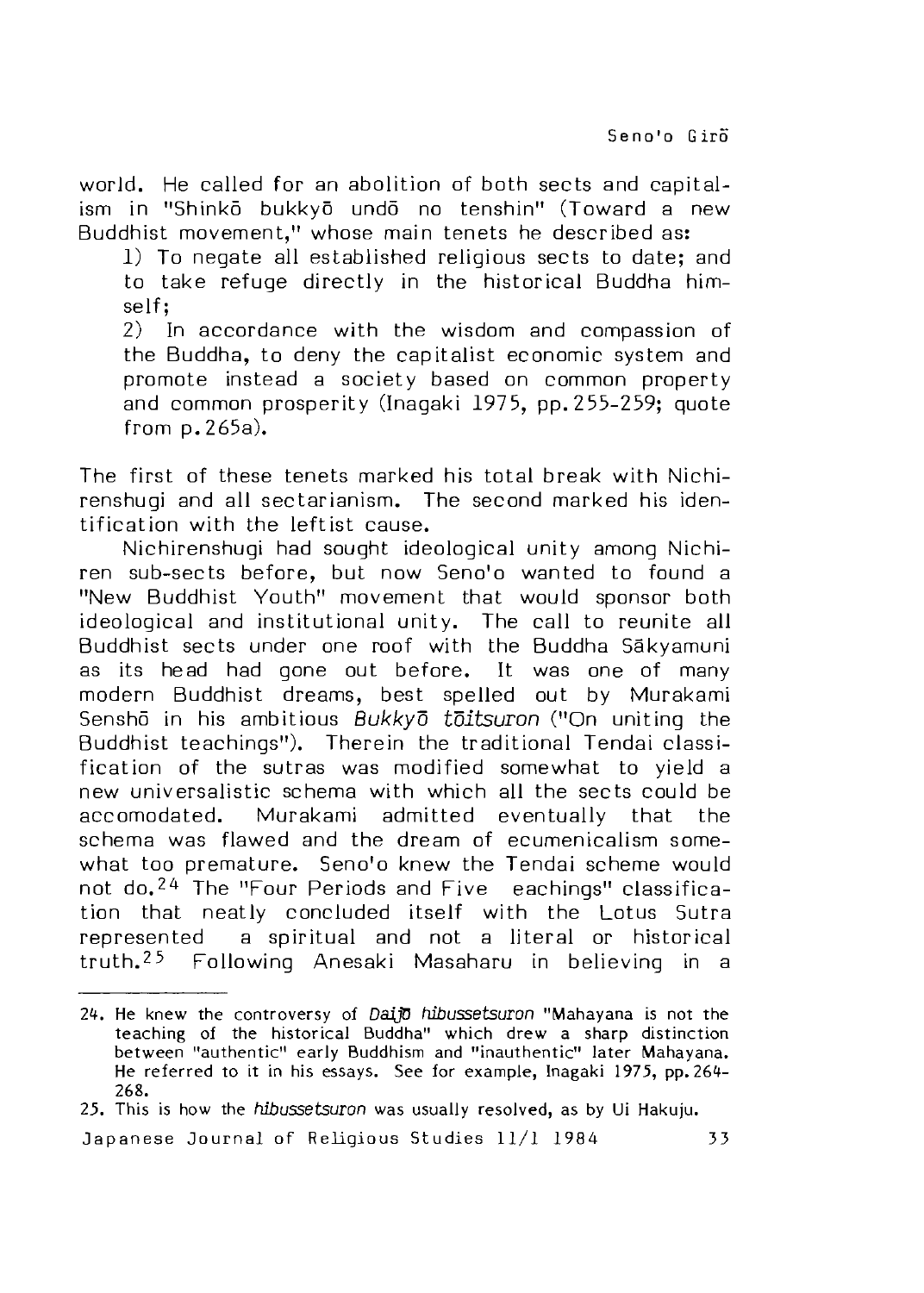world. He called for an abolition of both sects and capitalism in "Shinkō bukkyō undō no tenshin" (Toward a new Buddhist movement," whose main tenets he described as:

> 1) To negate all established religious sects to date; and to take refuge directly in the historical Buddha himself;
>
> 2) In accordance with the wisdom and compassion of the Buddha, to deny the capitalist economic system and promote instead a society based on common property and common prosperity (Inagaki 1975, pp.255-259; quote from p.265a).

The first of these tenets marked his total break with Nichirenshugi and all sectarianism. The second marked his identification with the leftist cause.

Nichirenshugi had sought ideological unity among Nichiren sub-sects before, but now Seno'o wanted to found a "New Buddhist Youth" movement that would sponsor both ideological and institutional unity. The call to reunite all Buddhist sects under one roof with the Buddha Sākyamuni as its head had gone out before. It was one of many modern Buddhist dreams, best spelled out by Murakami Senshō in his ambitious *Bukkyō tōitsuron* ("On uniting the Buddhist teachings"). Therein the traditional Tendai classification of the sutras was modified somewhat to yield a new universalistic schema with which all the sects could be accomodated. Murakami admitted eventually that the schema was flawed and the dream of ecumenicalism somewhat too premature. Seno'o knew the Tendai scheme would not do.[24] The "Four Periods and Five eachings" classification that neatly concluded itself with the Lotus Sutra represented a spiritual and not a literal or historical truth.[25] Following Anesaki Masaharu in believing in a

---

24. He knew the controversy of *Daijō hibussetsuron* "Mahayana is not the teaching of the historical Buddha" which drew a sharp distinction between "authentic" early Buddhism and "inauthentic" later Mahayana. He referred to it in his essays. See for example, Inagaki 1975, pp.264-268.

25. This is how the *hibussetsuron* was usually resolved, as by Ui Hakuju.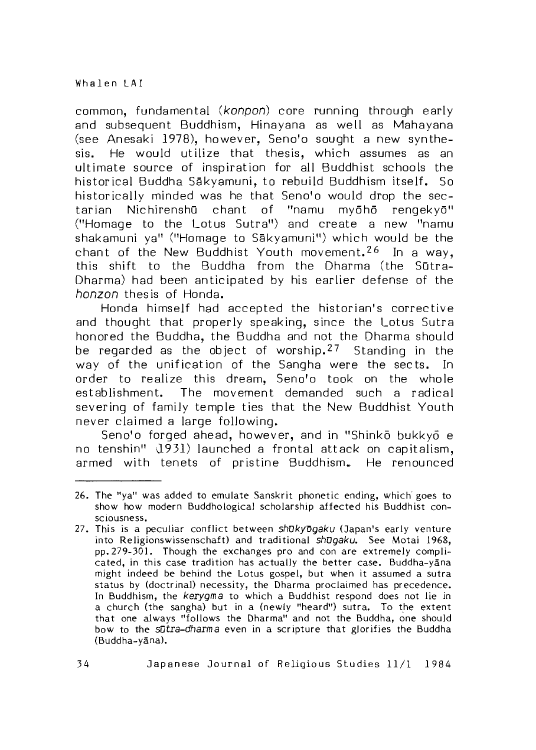common, fundamental (*konpon*) core running through early and subsequent Buddhism, Hinayana as well as Mahayana (see Anesaki 1978), however, Seno'o sought a new synthesis. He would utilize that thesis, which assumes as an ultimate source of inspiration for all Buddhist schools the historical Buddha Sākyamuni, to rebuild Buddhism itself. So historically minded was he that Seno'o would drop the sectarian Nichirenshū chant of "namu myōhō rengekyō" ("Homage to the Lotus Sutra") and create a new "namu shakamuni ya" ("Homage to Sākyamuni") which would be the chant of the New Buddhist Youth movement.[26] In a way, this shift to the Buddha from the Dharma (the Sūtra-Dharma) had been anticipated by his earlier defense of the *honzon* thesis of Honda.

Honda himself had accepted the historian's corrective and thought that properly speaking, since the Lotus Sutra honored the Buddha, the Buddha and not the Dharma should be regarded as the object of worship.[27] Standing in the way of the unification of the Sangha were the sects. In order to realize this dream, Seno'o took on the whole establishment. The movement demanded such a radical severing of family temple ties that the New Buddhist Youth never claimed a large following.

Seno'o forged ahead, however, and in "Shinkō bukkyō e no tenshin" (1931) launched a frontal attack on capitalism, armed with tenets of pristine Buddhism. He renounced

---

26. The "ya" was added to emulate Sanskrit phonetic ending, which goes to show how modern Buddhological scholarship affected his Buddhist consciousness.

27. This is a peculiar conflict between *shūkyōgaku* (Japan's early venture into Religionswissenschaft) and traditional *shūgaku*. See Motai 1968, pp.279-301. Though the exchanges pro and con are extremely complicated, in this case tradition has actually the better case. Buddha-yāna might indeed be behind the Lotus gospel, but when it assumed a sutra status by (doctrinal) necessity, the Dharma proclaimed has precedence. In Buddhism, the *kerygma* to which a Buddhist respond does not lie in a church (the sangha) but in a (newly "heard") sutra. To the extent that one always "follows the Dharma" and not the Buddha, one should bow to the *sūtra-dharma* even in a scripture that glorifies the Buddha (Buddha-yāna).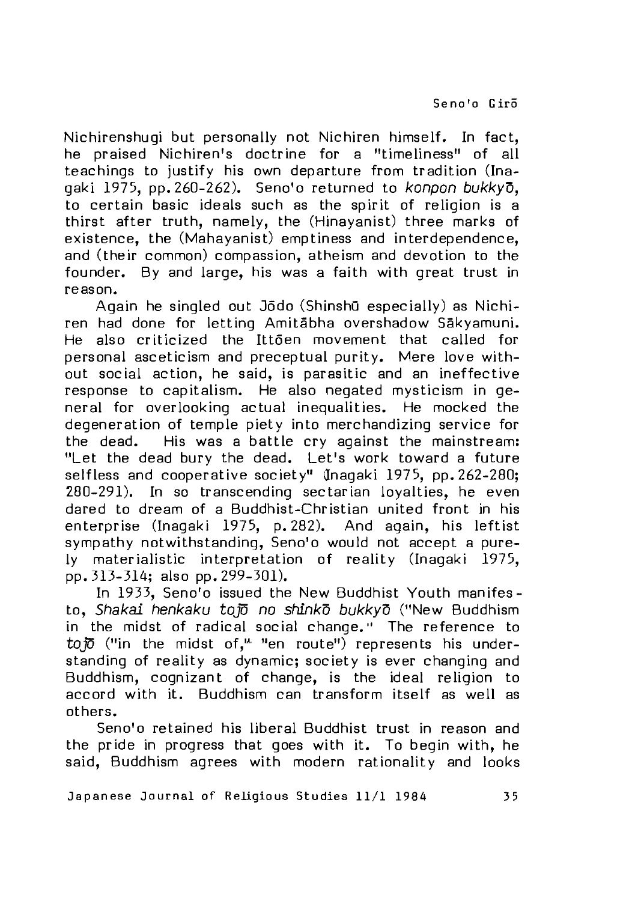Nichirenshugi but personally not Nichiren himself. In fact, he praised Nichiren's doctrine for a "timeliness" of all teachings to justify his own departure from tradition (Inagaki 1975, pp.260-262). Seno'o returned to *konpon bukkyō*, to certain basic ideals such as the spirit of religion is a thirst after truth, namely, the (Hinayanist) three marks of existence, the (Mahayanist) emptiness and interdependence, and (their common) compassion, atheism and devotion to the founder. By and large, his was a faith with great trust in reason.

Again he singled out Jōdo (Shinshū especially) as Nichiren had done for letting Amitābha overshadow Sākyamuni. He also criticized the Ittōen movement that called for personal asceticism and preceptual purity. Mere love without social action, he said, is parasitic and an ineffective response to capitalism. He also negated mysticism in general for overlooking actual inequalities. He mocked the degeneration of temple piety into merchandizing service for the dead. His was a battle cry against the mainstream: "Let the dead bury the dead. Let's work toward a future selfless and cooperative society" (Inagaki 1975, pp.262-280; 280-291). In so transcending sectarian loyalties, he even dared to dream of a Buddhist-Christian united front in his enterprise (Inagaki 1975, p.282). And again, his leftist sympathy notwithstanding, Seno'o would not accept a purely materialistic interpretation of reality (Inagaki 1975, pp.313-314; also pp.299-301).

In 1933, Seno'o issued the New Buddhist Youth manifesto, *Shakai henkaku tojō no shinkō bukkyō* ("New Buddhism in the midst of radical social change." The reference to *tojō* ("in the midst of," "en route") represents his understanding of reality as dynamic; society is ever changing and Buddhism, cognizant of change, is the ideal religion to accord with it. Buddhism can transform itself as well as others.

Seno'o retained his liberal Buddhist trust in reason and the pride in progress that goes with it. To begin with, he said, Buddhism agrees with modern rationality and looks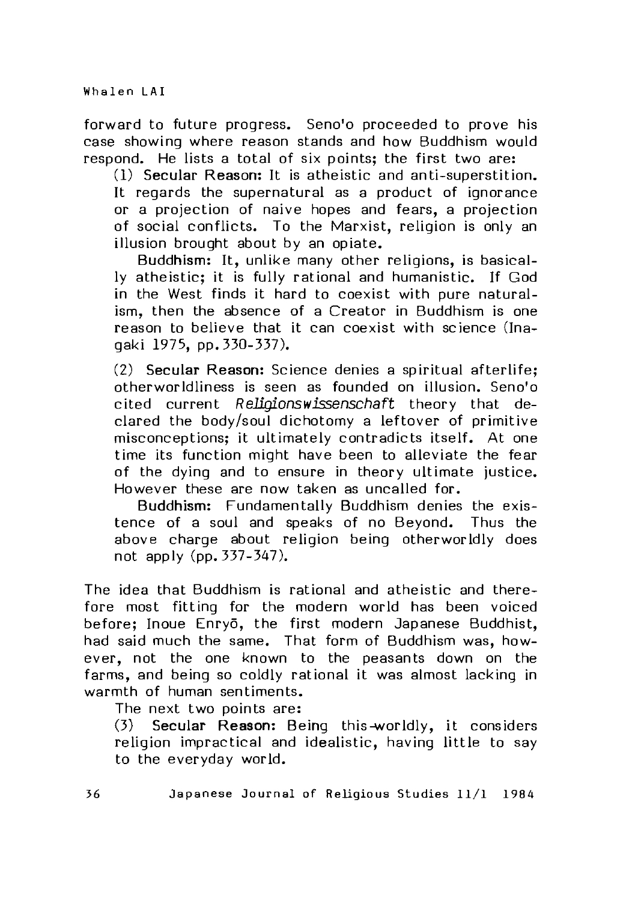forward to future progress. Seno'o proceeded to prove his case showing where reason stands and how Buddhism would respond. He lists a total of six points; the first two are:

> (1) **Secular Reason:** It is atheistic and anti-superstition. It regards the supernatural as a product of ignorance or a projection of naive hopes and fears, a projection of social conflicts. To the Marxist, religion is only an illusion brought about by an opiate.
>
> **Buddhism:** It, unlike many other religions, is basically atheistic; it is fully rational and humanistic. If God in the West finds it hard to coexist with pure naturalism, then the absence of a Creator in Buddhism is one reason to believe that it can coexist with science (Inagaki 1975, pp. 330-337).
>
> (2) **Secular Reason:** Science denies a spiritual afterlife; otherworldliness is seen as founded on illusion. Seno'o cited current *Religionswissenschaft* theory that declared the body/soul dichotomy a leftover of primitive misconceptions; it ultimately contradicts itself. At one time its function might have been to alleviate the fear of the dying and to ensure in theory ultimate justice. However these are now taken as uncalled for.
>
> **Buddhism:** Fundamentally Buddhism denies the existence of a soul and speaks of no Beyond. Thus the above charge about religion being otherworldly does not apply (pp. 337-347).

The idea that Buddhism is rational and atheistic and therefore most fitting for the modern world has been voiced before; Inoue Enryō, the first modern Japanese Buddhist, had said much the same. That form of Buddhism was, however, not the one known to the peasants down on the farms, and being so coldly rational it was almost lacking in warmth of human sentiments.

The next two points are:

> (3) **Secular Reason:** Being this-worldly, it considers religion impractical and idealistic, having little to say to the everyday world.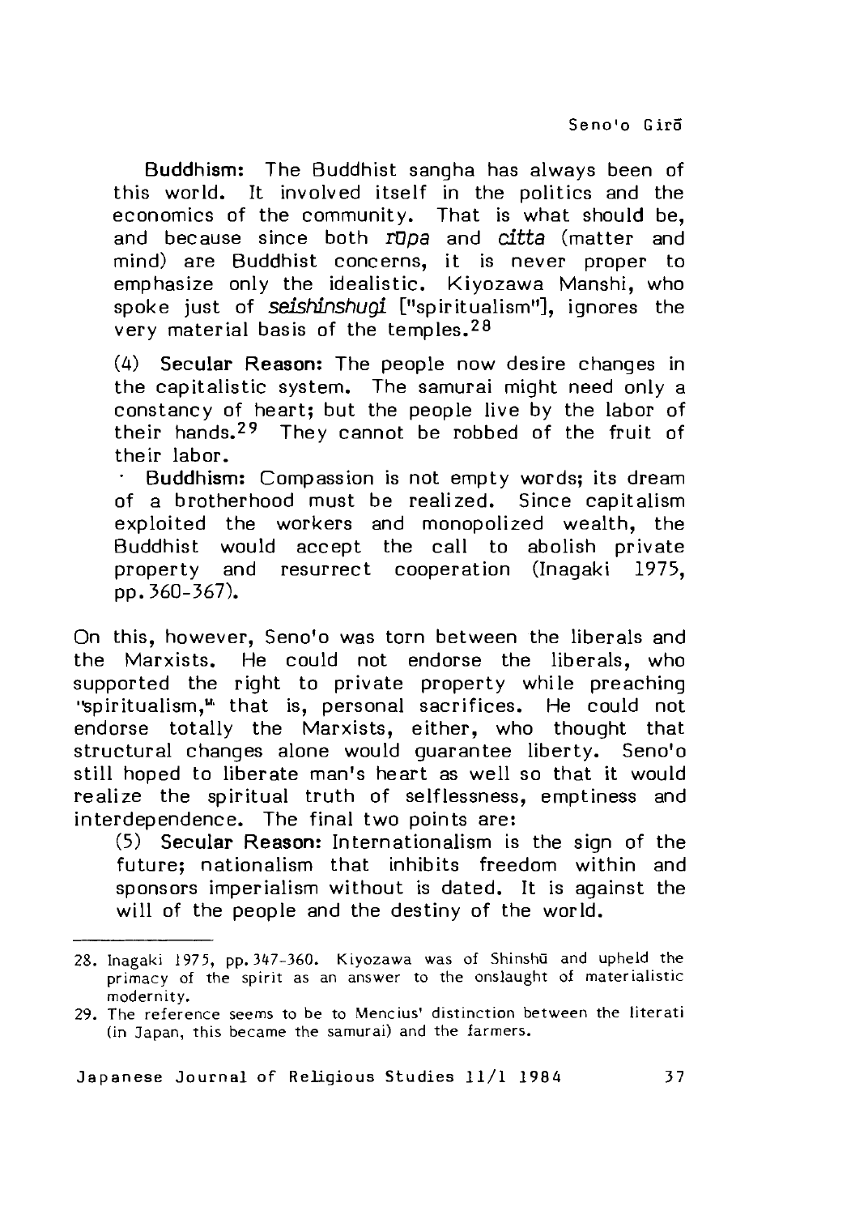**Buddhism:** The Buddhist sangha has always been of this world. It involved itself in the politics and the economics of the community. That is what should be, and because since both *rūpa* and *citta* (matter and mind) are Buddhist concerns, it is never proper to emphasize only the idealistic. Kiyozawa Manshi, who spoke just of *seishinshugi* ["spiritualism"], ignores the very material basis of the temples.[28]

(4) **Secular Reason:** The people now desire changes in the capitalistic system. The samurai might need only a constancy of heart; but the people live by the labor of their hands.[29] They cannot be robbed of the fruit of their labor.

· **Buddhism:** Compassion is not empty words; its dream of a brotherhood must be realized. Since capitalism exploited the workers and monopolized wealth, the Buddhist would accept the call to abolish private property and resurrect cooperation (Inagaki 1975, pp.360-367).

On this, however, Seno'o was torn between the liberals and the Marxists. He could not endorse the liberals, who supported the right to private property while preaching "spiritualism," that is, personal sacrifices. He could not endorse totally the Marxists, either, who thought that structural changes alone would guarantee liberty. Seno'o still hoped to liberate man's heart as well so that it would realize the spiritual truth of selflessness, emptiness and interdependence. The final two points are:

(5) **Secular Reason:** Internationalism is the sign of the future; nationalism that inhibits freedom within and sponsors imperialism without is dated. It is against the will of the people and the destiny of the world.

---

28. Inagaki 1975, pp.347-360. Kiyozawa was of Shinshū and upheld the primacy of the spirit as an answer to the onslaught of materialistic modernity.

29. The reference seems to be to Mencius' distinction between the literati (in Japan, this became the samurai) and the farmers.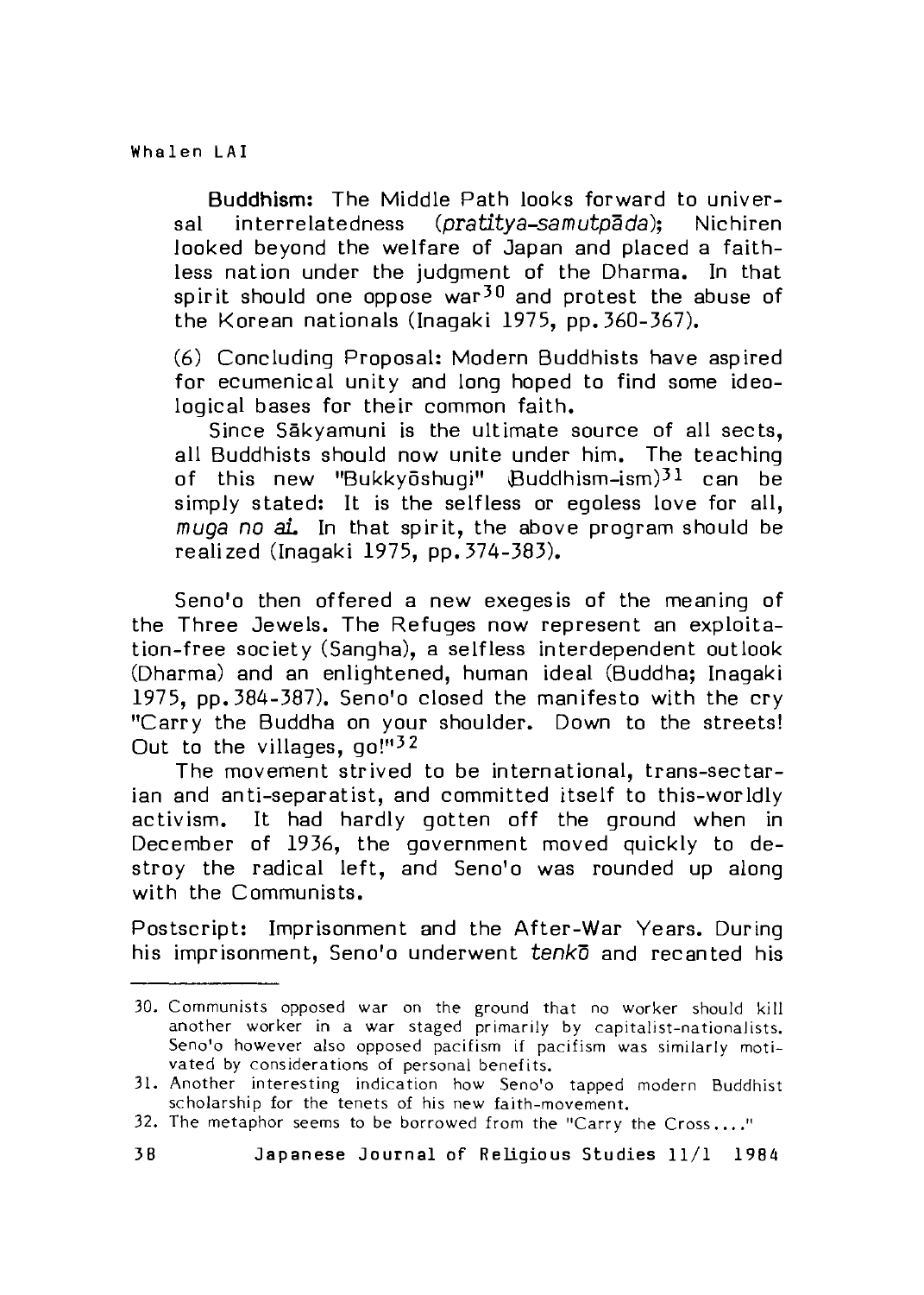**Buddhism:** The Middle Path looks forward to universal interrelatedness (*pratitya-samutpāda*); Nichiren looked beyond the welfare of Japan and placed a faithless nation under the judgment of the Dharma. In that spirit should one oppose war[30] and protest the abuse of the Korean nationals (Inagaki 1975, pp.360-367).

(6) Concluding Proposal: Modern Buddhists have aspired for ecumenical unity and long hoped to find some ideological bases for their common faith.

Since Sākyamuni is the ultimate source of all sects, all Buddhists should now unite under him. The teaching of this new "Bukkyōshugi" (Buddhism-ism)[31] can be simply stated: It is the selfless or egoless love for all, *muga no ai*. In that spirit, the above program should be realized (Inagaki 1975, pp.374-383).

Seno'o then offered a new exegesis of the meaning of the Three Jewels. The Refuges now represent an exploitation-free society (Sangha), a selfless interdependent outlook (Dharma) and an enlightened, human ideal (Buddha; Inagaki 1975, pp.384-387). Seno'o closed the manifesto with the cry "Carry the Buddha on your shoulder. Down to the streets! Out to the villages, go!"[32]

The movement strived to be international, trans-sectarian and anti-separatist, and committed itself to this-worldly activism. It had hardly gotten off the ground when in December of 1936, the government moved quickly to destroy the radical left, and Seno'o was rounded up along with the Communists.

Postscript: Imprisonment and the After-War Years. During his imprisonment, Seno'o underwent *tenkō* and recanted his

---

30. Communists opposed war on the ground that no worker should kill another worker in a war staged primarily by capitalist-nationalists. Seno'o however also opposed pacifism if pacifism was similarly motivated by considerations of personal benefits.

31. Another interesting indication how Seno'o tapped modern Buddhist scholarship for the tenets of his new faith-movement.

32. The metaphor seems to be borrowed from the "Carry the Cross...."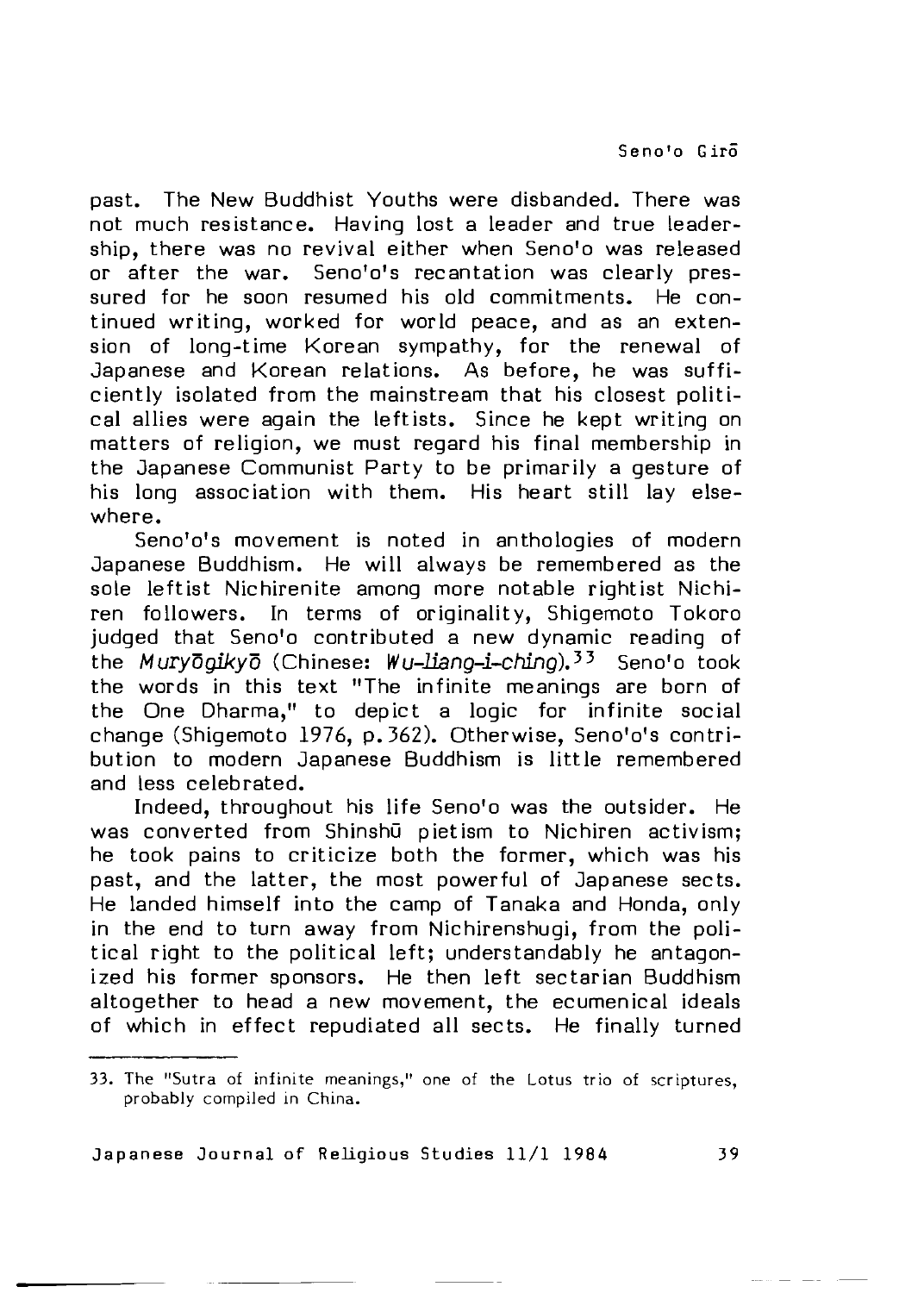past. The New Buddhist Youths were disbanded. There was not much resistance. Having lost a leader and true leadership, there was no revival either when Seno'o was released or after the war. Seno'o's recantation was clearly pressured for he soon resumed his old commitments. He continued writing, worked for world peace, and as an extension of long-time Korean sympathy, for the renewal of Japanese and Korean relations. As before, he was sufficiently isolated from the mainstream that his closest political allies were again the leftists. Since he kept writing on matters of religion, we must regard his final membership in the Japanese Communist Party to be primarily a gesture of his long association with them. His heart still lay elsewhere.

Seno'o's movement is noted in anthologies of modern Japanese Buddhism. He will always be remembered as the sole leftist Nichirenite among more notable rightist Nichiren followers. In terms of originality, Shigemoto Tokoro judged that Seno'o contributed a new dynamic reading of the *Muryōgikyō* (Chinese: *Wu-liang-i-ching*).[33] Seno'o took the words in this text "The infinite meanings are born of the One Dharma," to depict a logic for infinite social change (Shigemoto 1976, p.362). Otherwise, Seno'o's contribution to modern Japanese Buddhism is little remembered and less celebrated.

Indeed, throughout his life Seno'o was the outsider. He was converted from Shinshū pietism to Nichiren activism; he took pains to criticize both the former, which was his past, and the latter, the most powerful of Japanese sects. He landed himself into the camp of Tanaka and Honda, only in the end to turn away from Nichirenshugi, from the political right to the political left; understandably he antagonized his former sponsors. He then left sectarian Buddhism altogether to head a new movement, the ecumenical ideals of which in effect repudiated all sects. He finally turned

---

33. The "Sutra of infinite meanings," one of the Lotus trio of scriptures, probably compiled in China.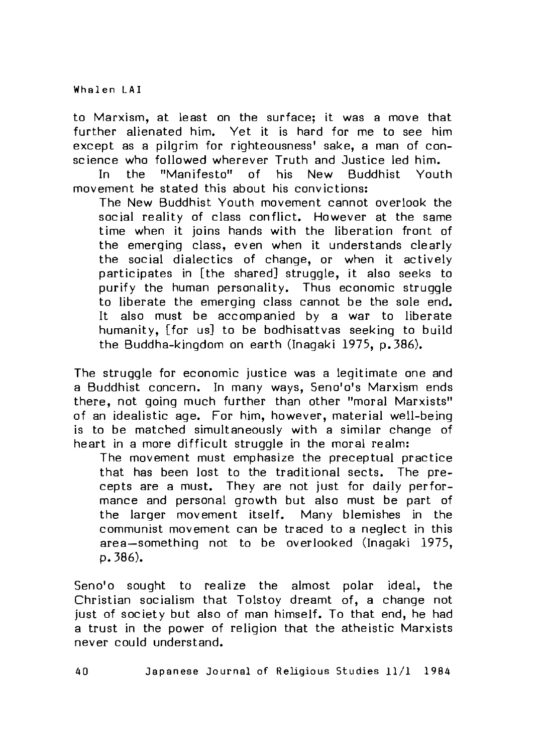to Marxism, at least on the surface; it was a move that further alienated him. Yet it is hard for me to see him except as a pilgrim for righteousness' sake, a man of conscience who followed wherever Truth and Justice led him.

In the "Manifesto" of his New Buddhist Youth movement he stated this about his convictions:

> The New Buddhist Youth movement cannot overlook the social reality of class conflict. However at the same time when it joins hands with the liberation front of the emerging class, even when it understands clearly the social dialectics of change, or when it actively participates in [the shared] struggle, it also seeks to purify the human personality. Thus economic struggle to liberate the emerging class cannot be the sole end. It also must be accompanied by a war to liberate humanity, [for us] to be bodhisattvas seeking to build the Buddha-kingdom on earth (Inagaki 1975, p.386).

The struggle for economic justice was a legitimate one and a Buddhist concern. In many ways, Seno'o's Marxism ends there, not going much further than other "moral Marxists" of an idealistic age. For him, however, material well-being is to be matched simultaneously with a similar change of heart in a more difficult struggle in the moral realm:

> The movement must emphasize the preceptual practice that has been lost to the traditional sects. The precepts are a must. They are not just for daily performance and personal growth but also must be part of the larger movement itself. Many blemishes in the communist movement can be traced to a neglect in this area—something not to be overlooked (Inagaki 1975, p.386).

Seno'o sought to realize the almost polar ideal, the Christian socialism that Tolstoy dreamt of, a change not just of society but also of man himself. To that end, he had a trust in the power of religion that the atheistic Marxists never could understand.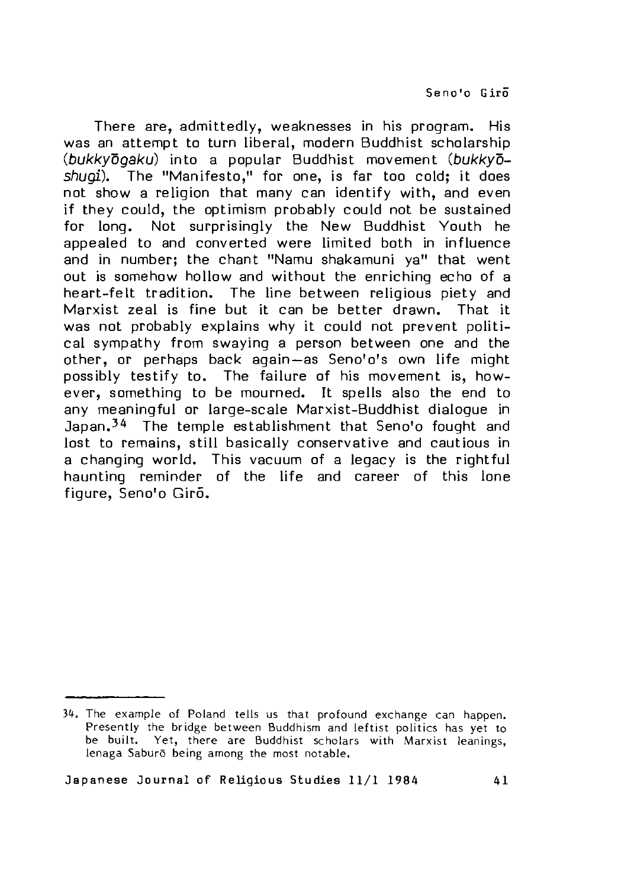There are, admittedly, weaknesses in his program. His was an attempt to turn liberal, modern Buddhist scholarship (*bukkyōgaku*) into a popular Buddhist movement (*bukkyō-shugi*). The "Manifesto," for one, is far too cold; it does not show a religion that many can identify with, and even if they could, the optimism probably could not be sustained for long. Not surprisingly the New Buddhist Youth he appealed to and converted were limited both in influence and in number; the chant "Namu shakamuni ya" that went out is somehow hollow and without the enriching echo of a heart-felt tradition. The line between religious piety and Marxist zeal is fine but it can be better drawn. That it was not probably explains why it could not prevent political sympathy from swaying a person between one and the other, or perhaps back again—as Seno'o's own life might possibly testify to. The failure of his movement is, however, something to be mourned. It spells also the end to any meaningful or large-scale Marxist-Buddhist dialogue in Japan.[34] The temple establishment that Seno'o fought and lost to remains, still basically conservative and cautious in a changing world. This vacuum of a legacy is the rightful haunting reminder of the life and career of this lone figure, Seno'o Girō.

---

34. The example of Poland tells us that profound exchange can happen. Presently the bridge between Buddhism and leftist politics has yet to be built. Yet, there are Buddhist scholars with Marxist leanings, Ienaga Saburō being among the most notable.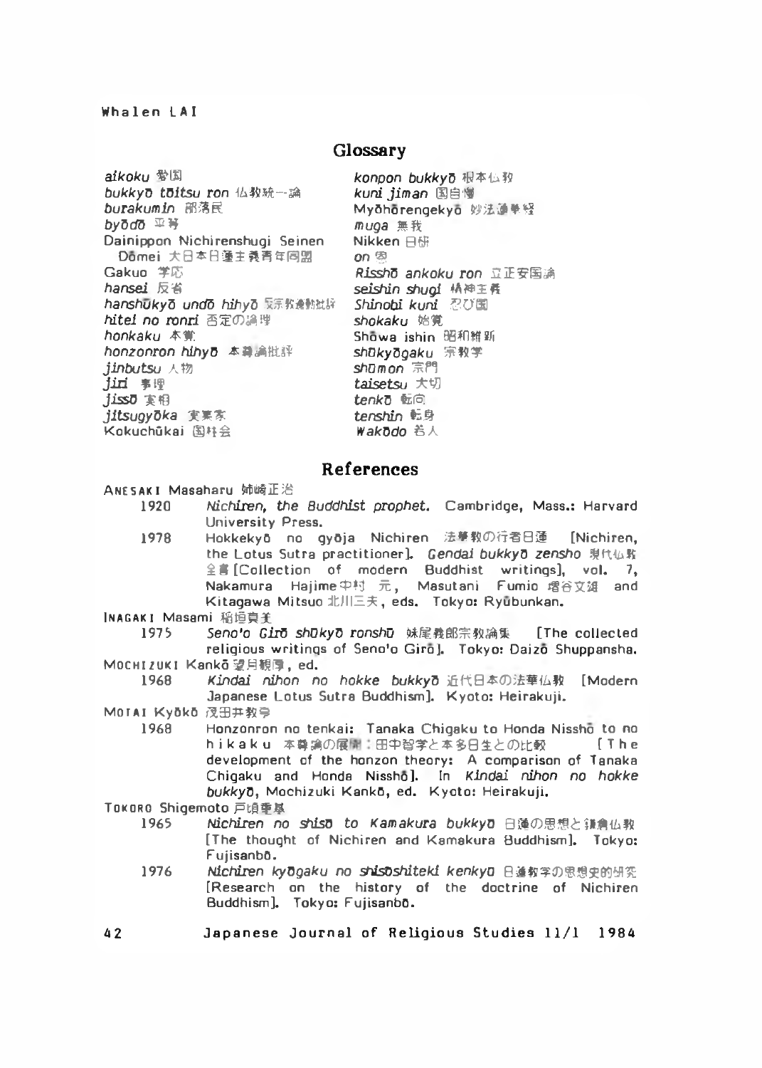## Glossary

*aikoku* 愛国
*bukkyō tōitsu ron* 仏教統一論
*burakumin* 部落民
*byōdō* 平等
Dainippon Nichirenshugi Seinen Dōmei 大日本日蓮主義青年同盟
Gakuo 学応
*hansei* 反省
*hanshūkyō undō hihyō* 反宗教運動批評
*hitei no ronri* 否定の論理
*honkaku* 本覚
*honzonron hihyō* 本尊論批評
*jinbutsu* 人物
*jiri* 事理
*jissō* 実相
*jitsugyōka* 実業家
Kokuchūkai 国柱会
*konpon bukkyō* 根本仏教
*kuni jiman* 国自慢
Myōhōrengekyō 妙法蓮華経
*muga* 無我
Nikken 日研
*on* 恩
*Risshō ankoku ron* 立正安国論
*seishin shugi* 精神主義
*Shinobi kuni* 忍び国
*shokaku* 始覚
Shōwa ishin 昭和維新
*shūkyōgaku* 宗教学
*shūmon* 宗門
*taisetsu* 大切
*tenkō* 転向
*tenshin* 転身
*Wakōdo* 若人

## References

ANESAKI Masaharu 姉崎正治

1920 *Nichiren, the Buddhist prophet.* Cambridge, Mass.: Harvard University Press.

1978 Hokkekyō no gyōja Nichiren 法華教の行者日蓮 [Nichiren, the Lotus Sutra practitioner]. *Gendai bukkyō zensho* 現代仏教全書 [Collection of modern Buddhist writings], vol. 7, Nakamura Hajime 中村 元, Masutani Fumio 増谷文雄 and Kitagawa Mitsuo 北川三夫, eds. Tokyo: Ryūbunkan.

INAGAKI Masami 稲垣真美

1975 *Seno'o Girō shūkyō ronshū* 妹尾義郎宗教論集 [The collected religious writings of Seno'o Girō]. Tokyo: Daizō Shuppansha.

MOCHIZUKI Kankō 望月観厚, ed.

1968 *Kindai nihon no hokke bukkyō* 近代日本の法華仏教 [Modern Japanese Lotus Sutra Buddhism]. Kyoto: Heirakuji.

MOTAI Kyōkō 茂田井教亨

1968 Honzonron no tenkai: Tanaka Chigaku to Honda Nisshō to no hikaku 本尊論の展開：田中智学と本多日生との比較 [The development of the honzon theory: A comparison of Tanaka Chigaku and Honda Nisshō]. In *Kindai nihon no hokke bukkyō*, Mochizuki Kankō, ed. Kyoto: Heirakuji.

TOKORO Shigemoto 戸頃重基

1965 *Nichiren no shisō to Kamakura bukkyō* 日蓮の思想と鎌倉仏教 [The thought of Nichiren and Kamakura Buddhism]. Tokyo: Fujisanbō.

1976 *Nichiren kyōgaku no shisōshiteki kenkyū* 日蓮教学の思想史的研究 [Research on the history of the doctrine of Nichiren Buddhism]. Tokyo: Fujisanbō.